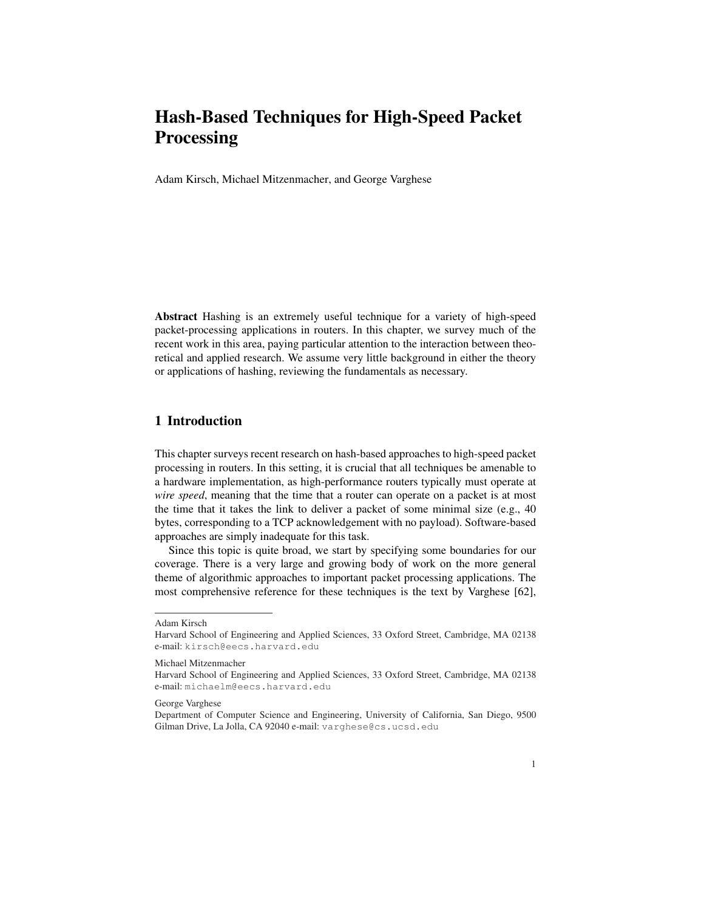# Hash-Based Techniques for High-Speed Packet Processing

Adam Kirsch, Michael Mitzenmacher, and George Varghese

**Abstract** Hashing is an extremely useful technique for a variety of high-speed packet-processing applications in routers. In this chapter, we survey much of the recent work in this area, paying particular attention to the interaction between theoretical and applied research. We assume very little background in either the theory or applications of hashing, reviewing the fundamentals as necessary.

## 1 Introduction

This chapter surveys recent research on hash-based approaches to high-speed packet processing in routers. In this setting, it is crucial that all techniques be amenable to a hardware implementation, as high-performance routers typically must operate at *wire speed*, meaning that the time that a router can operate on a packet is at most the time that it takes the link to deliver a packet of some minimal size (e.g., 40 bytes, corresponding to a TCP acknowledgement with no payload). Software-based approaches are simply inadequate for this task.

Since this topic is quite broad, we start by specifying some boundaries for our coverage. There is a very large and growing body of work on the more general theme of algorithmic approaches to important packet processing applications. The most comprehensive reference for these techniques is the text by Varghese [62],

---

Adam Kirsch
Harvard School of Engineering and Applied Sciences, 33 Oxford Street, Cambridge, MA 02138 e-mail: kirsch@eecs.harvard.edu

Michael Mitzenmacher
Harvard School of Engineering and Applied Sciences, 33 Oxford Street, Cambridge, MA 02138 e-mail: michaelm@eecs.harvard.edu

George Varghese
Department of Computer Science and Engineering, University of California, San Diego, 9500 Gilman Drive, La Jolla, CA 92040 e-mail: varghese@cs.ucsd.edu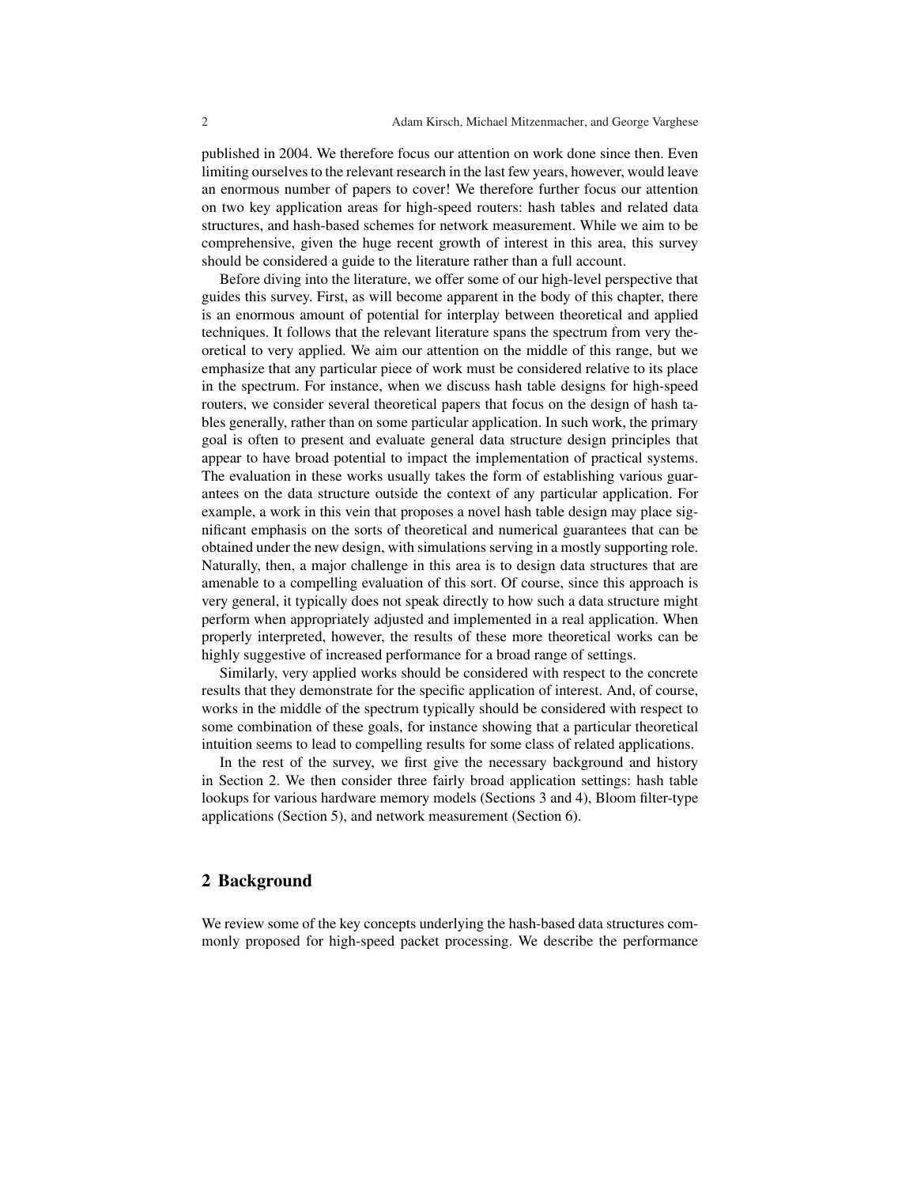published in 2004. We therefore focus our attention on work done since then. Even limiting ourselves to the relevant research in the last few years, however, would leave an enormous number of papers to cover! We therefore further focus our attention on two key application areas for high-speed routers: hash tables and related data structures, and hash-based schemes for network measurement. While we aim to be comprehensive, given the huge recent growth of interest in this area, this survey should be considered a guide to the literature rather than a full account.

Before diving into the literature, we offer some of our high-level perspective that guides this survey. First, as will become apparent in the body of this chapter, there is an enormous amount of potential for interplay between theoretical and applied techniques. It follows that the relevant literature spans the spectrum from very theoretical to very applied. We aim our attention on the middle of this range, but we emphasize that any particular piece of work must be considered relative to its place in the spectrum. For instance, when we discuss hash table designs for high-speed routers, we consider several theoretical papers that focus on the design of hash tables generally, rather than on some particular application. In such work, the primary goal is often to present and evaluate general data structure design principles that appear to have broad potential to impact the implementation of practical systems. The evaluation in these works usually takes the form of establishing various guarantees on the data structure outside the context of any particular application. For example, a work in this vein that proposes a novel hash table design may place significant emphasis on the sorts of theoretical and numerical guarantees that can be obtained under the new design, with simulations serving in a mostly supporting role. Naturally, then, a major challenge in this area is to design data structures that are amenable to a compelling evaluation of this sort. Of course, since this approach is very general, it typically does not speak directly to how such a data structure might perform when appropriately adjusted and implemented in a real application. When properly interpreted, however, the results of these more theoretical works can be highly suggestive of increased performance for a broad range of settings.

Similarly, very applied works should be considered with respect to the concrete results that they demonstrate for the specific application of interest. And, of course, works in the middle of the spectrum typically should be considered with respect to some combination of these goals, for instance showing that a particular theoretical intuition seems to lead to compelling results for some class of related applications.

In the rest of the survey, we first give the necessary background and history in Section 2. We then consider three fairly broad application settings: hash table lookups for various hardware memory models (Sections 3 and 4), Bloom filter-type applications (Section 5), and network measurement (Section 6).

## 2 Background

We review some of the key concepts underlying the hash-based data structures commonly proposed for high-speed packet processing. We describe the performance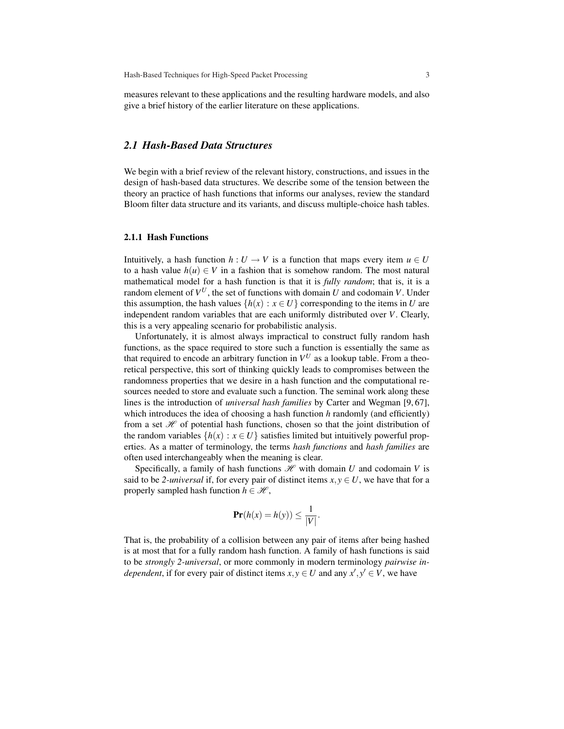measures relevant to these applications and the resulting hardware models, and also give a brief history of the earlier literature on these applications.

## *2.1 Hash-Based Data Structures*

We begin with a brief review of the relevant history, constructions, and issues in the design of hash-based data structures. We describe some of the tension between the theory an practice of hash functions that informs our analyses, review the standard Bloom filter data structure and its variants, and discuss multiple-choice hash tables.

### 2.1.1 Hash Functions

Intuitively, a hash function $h : U \to V$ is a function that maps every item $u \in U$ to a hash value $h(u) \in V$ in a fashion that is somehow random. The most natural mathematical model for a hash function is that it is *fully random*; that is, it is a random element of $V^U$, the set of functions with domain $U$ and codomain $V$. Under this assumption, the hash values $\{h(x) : x \in U\}$ corresponding to the items in $U$ are independent random variables that are each uniformly distributed over $V$. Clearly, this is a very appealing scenario for probabilistic analysis.

Unfortunately, it is almost always impractical to construct fully random hash functions, as the space required to store such a function is essentially the same as that required to encode an arbitrary function in $V^U$ as a lookup table. From a theoretical perspective, this sort of thinking quickly leads to compromises between the randomness properties that we desire in a hash function and the computational resources needed to store and evaluate such a function. The seminal work along these lines is the introduction of *universal hash families* by Carter and Wegman [9, 67], which introduces the idea of choosing a hash function $h$ randomly (and efficiently) from a set $\mathscr{H}$ of potential hash functions, chosen so that the joint distribution of the random variables $\{h(x) : x \in U\}$ satisfies limited but intuitively powerful properties. As a matter of terminology, the terms *hash functions* and *hash families* are often used interchangeably when the meaning is clear.

Specifically, a family of hash functions $\mathscr{H}$ with domain $U$ and codomain $V$ is said to be *2-universal* if, for every pair of distinct items $x, y \in U$, we have that for a properly sampled hash function $h \in \mathscr{H}$,

$$\mathbf{Pr}(h(x) = h(y)) \leq \frac{1}{|V|}.$$

That is, the probability of a collision between any pair of items after being hashed is at most that for a fully random hash function. A family of hash functions is said to be *strongly 2-universal*, or more commonly in modern terminology *pairwise independent*, if for every pair of distinct items $x, y \in U$ and any $x', y' \in V$, we have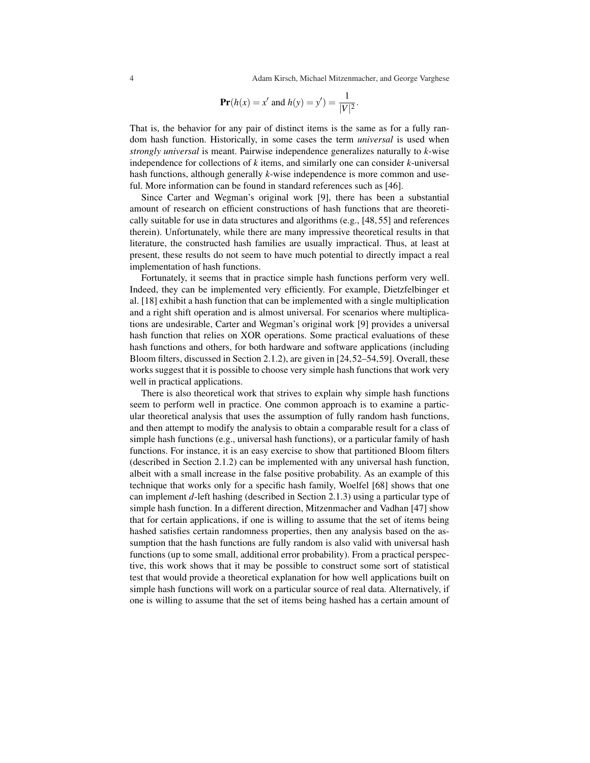$$\mathbf{Pr}(h(x) = x' \text{ and } h(y) = y') = \frac{1}{|V|^2}.$$

That is, the behavior for any pair of distinct items is the same as for a fully random hash function. Historically, in some cases the term *universal* is used when *strongly universal* is meant. Pairwise independence generalizes naturally to $k$-wise independence for collections of $k$ items, and similarly one can consider $k$-universal hash functions, although generally $k$-wise independence is more common and useful. More information can be found in standard references such as [46].

Since Carter and Wegman's original work [9], there has been a substantial amount of research on efficient constructions of hash functions that are theoretically suitable for use in data structures and algorithms (e.g., [48, 55] and references therein). Unfortunately, while there are many impressive theoretical results in that literature, the constructed hash families are usually impractical. Thus, at least at present, these results do not seem to have much potential to directly impact a real implementation of hash functions.

Fortunately, it seems that in practice simple hash functions perform very well. Indeed, they can be implemented very efficiently. For example, Dietzfelbinger et al. [18] exhibit a hash function that can be implemented with a single multiplication and a right shift operation and is almost universal. For scenarios where multiplications are undesirable, Carter and Wegman's original work [9] provides a universal hash function that relies on XOR operations. Some practical evaluations of these hash functions and others, for both hardware and software applications (including Bloom filters, discussed in Section 2.1.2), are given in [24,52–54,59]. Overall, these works suggest that it is possible to choose very simple hash functions that work very well in practical applications.

There is also theoretical work that strives to explain why simple hash functions seem to perform well in practice. One common approach is to examine a particular theoretical analysis that uses the assumption of fully random hash functions, and then attempt to modify the analysis to obtain a comparable result for a class of simple hash functions (e.g., universal hash functions), or a particular family of hash functions. For instance, it is an easy exercise to show that partitioned Bloom filters (described in Section 2.1.2) can be implemented with any universal hash function, albeit with a small increase in the false positive probability. As an example of this technique that works only for a specific hash family, Woelfel [68] shows that one can implement $d$-left hashing (described in Section 2.1.3) using a particular type of simple hash function. In a different direction, Mitzenmacher and Vadhan [47] show that for certain applications, if one is willing to assume that the set of items being hashed satisfies certain randomness properties, then any analysis based on the assumption that the hash functions are fully random is also valid with universal hash functions (up to some small, additional error probability). From a practical perspective, this work shows that it may be possible to construct some sort of statistical test that would provide a theoretical explanation for how well applications built on simple hash functions will work on a particular source of real data. Alternatively, if one is willing to assume that the set of items being hashed has a certain amount of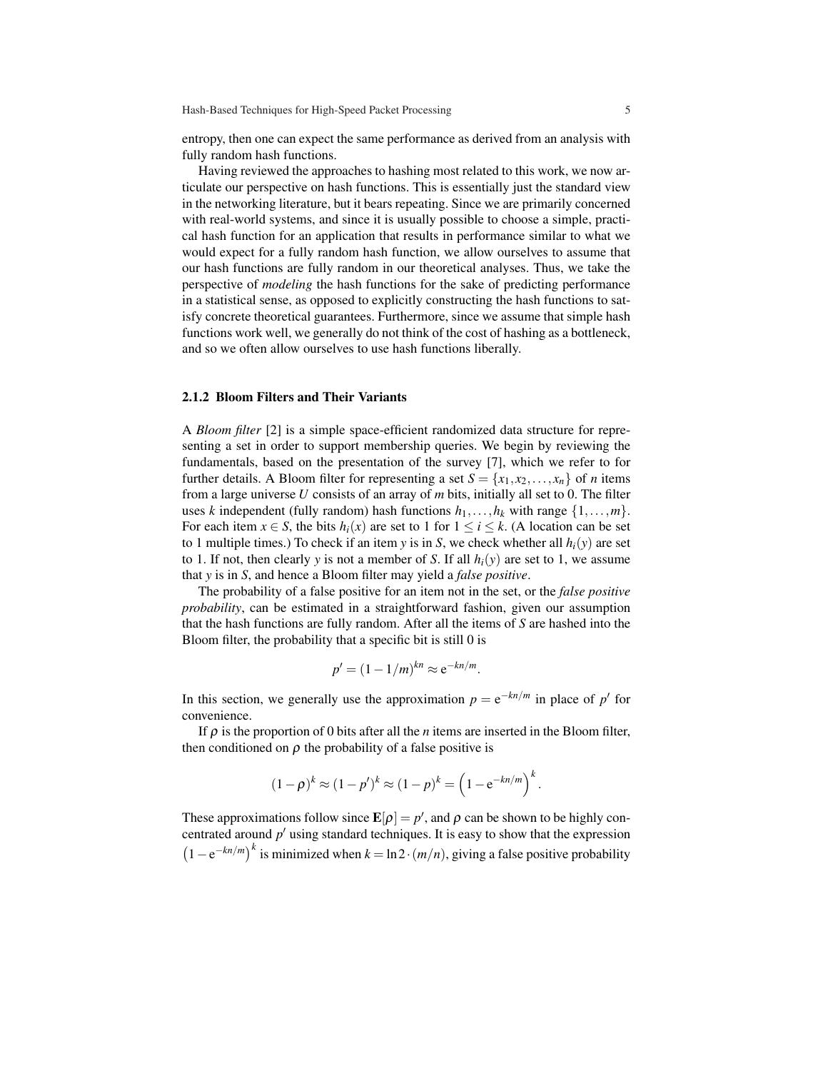entropy, then one can expect the same performance as derived from an analysis with fully random hash functions.

Having reviewed the approaches to hashing most related to this work, we now articulate our perspective on hash functions. This is essentially just the standard view in the networking literature, but it bears repeating. Since we are primarily concerned with real-world systems, and since it is usually possible to choose a simple, practical hash function for an application that results in performance similar to what we would expect for a fully random hash function, we allow ourselves to assume that our hash functions are fully random in our theoretical analyses. Thus, we take the perspective of *modeling* the hash functions for the sake of predicting performance in a statistical sense, as opposed to explicitly constructing the hash functions to satisfy concrete theoretical guarantees. Furthermore, since we assume that simple hash functions work well, we generally do not think of the cost of hashing as a bottleneck, and so we often allow ourselves to use hash functions liberally.

### 2.1.2 Bloom Filters and Their Variants

A *Bloom filter* [2] is a simple space-efficient randomized data structure for representing a set in order to support membership queries. We begin by reviewing the fundamentals, based on the presentation of the survey [7], which we refer to for further details. A Bloom filter for representing a set $S = \{x_1, x_2, \ldots, x_n\}$ of $n$ items from a large universe $U$ consists of an array of $m$ bits, initially all set to 0. The filter uses $k$ independent (fully random) hash functions $h_1, \ldots, h_k$ with range $\{1, \ldots, m\}$. For each item $x \in S$, the bits $h_i(x)$ are set to 1 for $1 \leq i \leq k$. (A location can be set to 1 multiple times.) To check if an item $y$ is in $S$, we check whether all $h_i(y)$ are set to 1. If not, then clearly $y$ is not a member of $S$. If all $h_i(y)$ are set to 1, we assume that $y$ is in $S$, and hence a Bloom filter may yield a *false positive*.

The probability of a false positive for an item not in the set, or the *false positive probability*, can be estimated in a straightforward fashion, given our assumption that the hash functions are fully random. After all the items of $S$ are hashed into the Bloom filter, the probability that a specific bit is still 0 is

$$p' = (1 - 1/m)^{kn} \approx \mathrm{e}^{-kn/m}.$$

In this section, we generally use the approximation $p = \mathrm{e}^{-kn/m}$ in place of $p'$ for convenience.

If $\rho$ is the proportion of 0 bits after all the $n$ items are inserted in the Bloom filter, then conditioned on $\rho$ the probability of a false positive is

$$(1 - \rho)^k \approx (1 - p')^k \approx (1 - p)^k = \left(1 - \mathrm{e}^{-kn/m}\right)^k.$$

These approximations follow since $\mathbf{E}[\rho] = p'$, and $\rho$ can be shown to be highly concentrated around $p'$ using standard techniques. It is easy to show that the expression $\left(1 - \mathrm{e}^{-kn/m}\right)^k$ is minimized when $k = \ln 2 \cdot (m/n)$, giving a false positive probability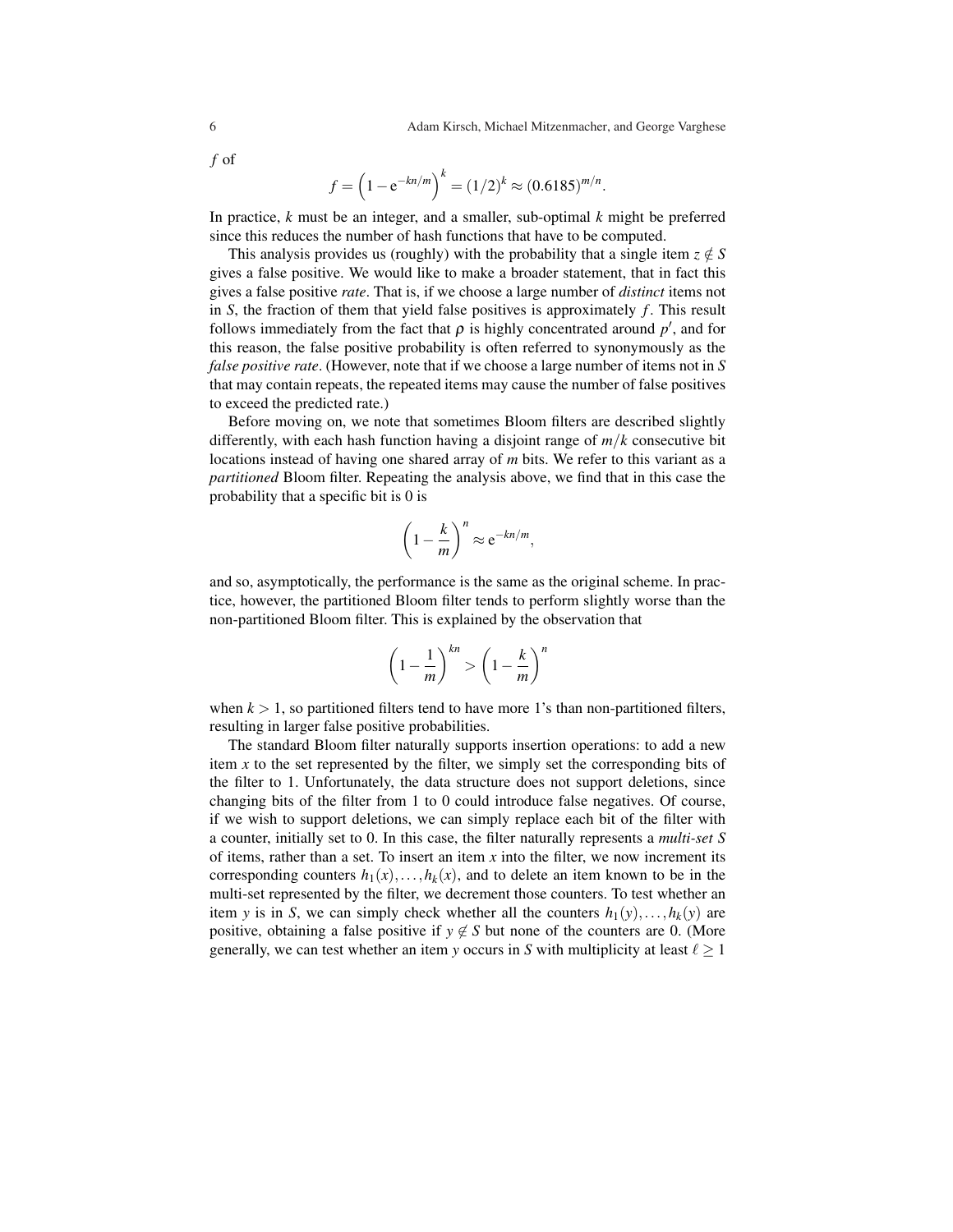$f$ of

$$f = \left(1 - \mathrm{e}^{-kn/m}\right)^k = (1/2)^k \approx (0.6185)^{m/n}.$$

In practice, $k$ must be an integer, and a smaller, sub-optimal $k$ might be preferred since this reduces the number of hash functions that have to be computed.

This analysis provides us (roughly) with the probability that a single item $z \notin S$ gives a false positive. We would like to make a broader statement, that in fact this gives a false positive *rate*. That is, if we choose a large number of *distinct* items not in $S$, the fraction of them that yield false positives is approximately $f$. This result follows immediately from the fact that $\rho$ is highly concentrated around $p'$, and for this reason, the false positive probability is often referred to synonymously as the *false positive rate*. (However, note that if we choose a large number of items not in $S$ that may contain repeats, the repeated items may cause the number of false positives to exceed the predicted rate.)

Before moving on, we note that sometimes Bloom filters are described slightly differently, with each hash function having a disjoint range of $m/k$ consecutive bit locations instead of having one shared array of $m$ bits. We refer to this variant as a *partitioned* Bloom filter. Repeating the analysis above, we find that in this case the probability that a specific bit is 0 is

$$\left(1 - \frac{k}{m}\right)^n \approx \mathrm{e}^{-kn/m},$$

and so, asymptotically, the performance is the same as the original scheme. In practice, however, the partitioned Bloom filter tends to perform slightly worse than the non-partitioned Bloom filter. This is explained by the observation that

$$\left(1 - \frac{1}{m}\right)^{kn} > \left(1 - \frac{k}{m}\right)^n$$

when $k > 1$, so partitioned filters tend to have more 1's than non-partitioned filters, resulting in larger false positive probabilities.

The standard Bloom filter naturally supports insertion operations: to add a new item $x$ to the set represented by the filter, we simply set the corresponding bits of the filter to 1. Unfortunately, the data structure does not support deletions, since changing bits of the filter from 1 to 0 could introduce false negatives. Of course, if we wish to support deletions, we can simply replace each bit of the filter with a counter, initially set to 0. In this case, the filter naturally represents a *multi-set S* of items, rather than a set. To insert an item $x$ into the filter, we now increment its corresponding counters $h_1(x), \ldots, h_k(x)$, and to delete an item known to be in the multi-set represented by the filter, we decrement those counters. To test whether an item $y$ is in $S$, we can simply check whether all the counters $h_1(y), \ldots, h_k(y)$ are positive, obtaining a false positive if $y \notin S$ but none of the counters are 0. (More generally, we can test whether an item $y$ occurs in $S$ with multiplicity at least $\ell \geq 1$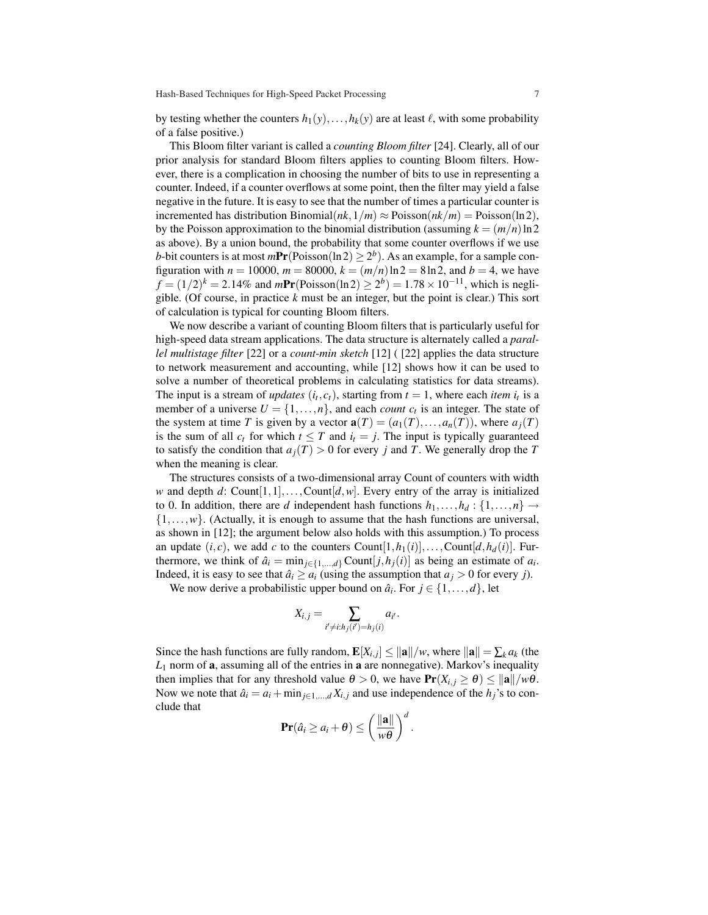by testing whether the counters $h_1(y), \ldots, h_k(y)$ are at least $\ell$, with some probability of a false positive.)

This Bloom filter variant is called a *counting Bloom filter* [24]. Clearly, all of our prior analysis for standard Bloom filters applies to counting Bloom filters. However, there is a complication in choosing the number of bits to use in representing a counter. Indeed, if a counter overflows at some point, then the filter may yield a false negative in the future. It is easy to see that the number of times a particular counter is incremented has distribution $\text{Binomial}(nk, 1/m) \approx \text{Poisson}(nk/m) = \text{Poisson}(\ln 2)$, by the Poisson approximation to the binomial distribution (assuming $k = (m/n)\ln 2$ as above). By a union bound, the probability that some counter overflows if we use $b$-bit counters is at most $m\mathbf{Pr}(\text{Poisson}(\ln 2) \geq 2^b)$. As an example, for a sample configuration with $n = 10000$, $m = 80000$, $k = (m/n)\ln 2 = 8 \ln 2$, and $b = 4$, we have $f = (1/2)^k = 2.14\%$ and $m\mathbf{Pr}(\text{Poisson}(\ln 2) \geq 2^b) = 1.78 \times 10^{-11}$, which is negligible. (Of course, in practice $k$ must be an integer, but the point is clear.) This sort of calculation is typical for counting Bloom filters.

We now describe a variant of counting Bloom filters that is particularly useful for high-speed data stream applications. The data structure is alternately called a *parallel multistage filter* [22] or a *count-min sketch* [12] ( [22] applies the data structure to network measurement and accounting, while [12] shows how it can be used to solve a number of theoretical problems in calculating statistics for data streams). The input is a stream of *updates* $(i_t, c_t)$, starting from $t = 1$, where each *item* $i_t$ is a member of a universe $U = \{1, \ldots, n\}$, and each *count* $c_t$ is an integer. The state of the system at time $T$ is given by a vector $\mathbf{a}(T) = (a_1(T), \ldots, a_n(T))$, where $a_j(T)$ is the sum of all $c_t$ for which $t \leq T$ and $i_t = j$. The input is typically guaranteed to satisfy the condition that $a_j(T) > 0$ for every $j$ and $T$. We generally drop the $T$ when the meaning is clear.

The structures consists of a two-dimensional array Count of counters with width $w$ and depth $d$: $\text{Count}[1,1], \ldots, \text{Count}[d,w]$. Every entry of the array is initialized to 0. In addition, there are $d$ independent hash functions $h_1, \ldots, h_d : \{1, \ldots, n\} \to \{1, \ldots, w\}$. (Actually, it is enough to assume that the hash functions are universal, as shown in [12]; the argument below also holds with this assumption.) To process an update $(i, c)$, we add $c$ to the counters $\text{Count}[1, h_1(i)], \ldots, \text{Count}[d, h_d(i)]$. Furthermore, we think of $\hat{a}_i = \min_{j \in \{1,\ldots,d\}} \text{Count}[j, h_j(i)]$ as being an estimate of $a_i$. Indeed, it is easy to see that $\hat{a}_i \geq a_i$ (using the assumption that $a_j > 0$ for every $j$).

We now derive a probabilistic upper bound on $\hat{a}_i$. For $j \in \{1, \ldots, d\}$, let

$$X_{i,j} = \sum_{i' \neq i : h_j(i') = h_j(i)} a_{i'}.$$

Since the hash functions are fully random, $\mathbf{E}[X_{i,j}] \leq \|\mathbf{a}\|/w$, where $\|\mathbf{a}\| = \sum_k a_k$ (the $L_1$ norm of $\mathbf{a}$, assuming all of the entries in $\mathbf{a}$ are nonnegative). Markov's inequality then implies that for any threshold value $\theta > 0$, we have $\mathbf{Pr}(X_{i,j} \geq \theta) \leq \|\mathbf{a}\|/w\theta$. Now we note that $\hat{a}_i = a_i + \min_{j \in 1,\ldots,d} X_{i,j}$ and use independence of the $h_j$'s to conclude that

$$\mathbf{Pr}(\hat{a}_i \geq a_i + \theta) \leq \left( \frac{\|\mathbf{a}\|}{w\theta} \right)^d.$$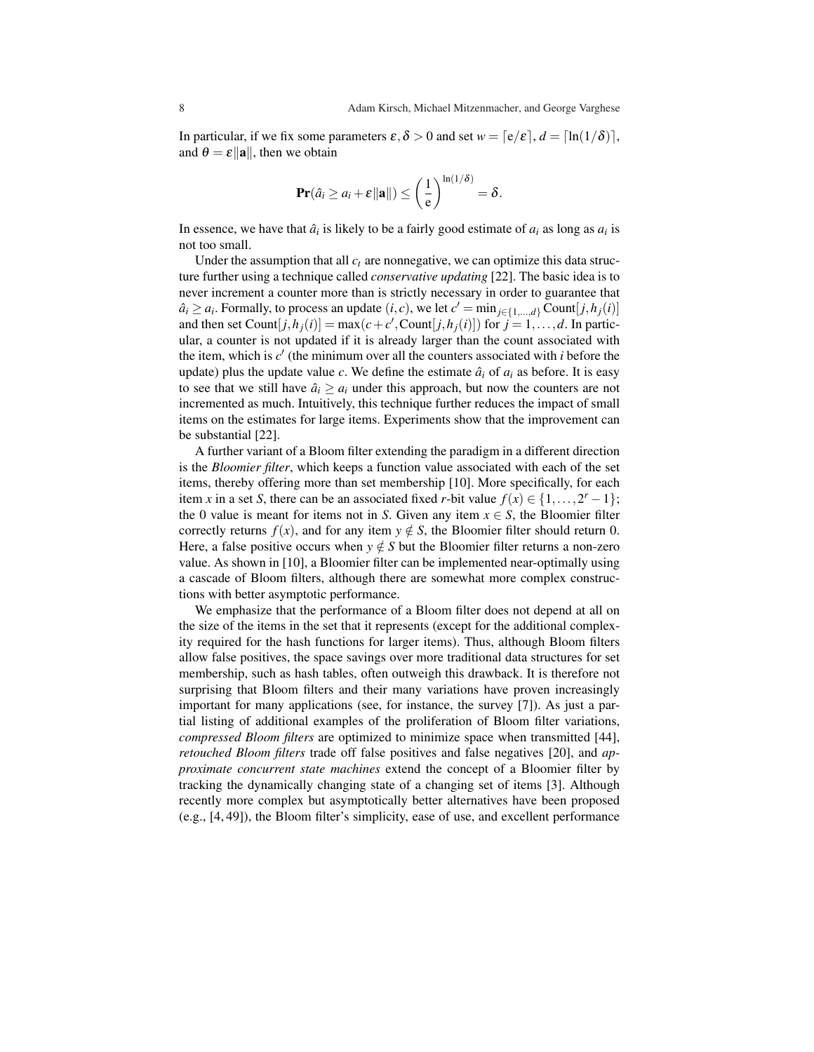In particular, if we fix some parameters $\varepsilon, \delta > 0$ and set $w = \lceil \mathrm{e}/\varepsilon \rceil$, $d = \lceil \ln(1/\delta) \rceil$, and $\theta = \varepsilon \|\mathbf{a}\|$, then we obtain

$$\mathbf{Pr}(\hat{a}_i \geq a_i + \varepsilon \|\mathbf{a}\|) \leq \left(\frac{1}{\mathrm{e}}\right)^{\ln(1/\delta)} = \delta.$$

In essence, we have that $\hat{a}_i$ is likely to be a fairly good estimate of $a_i$ as long as $a_i$ is not too small.

Under the assumption that all $c_t$ are nonnegative, we can optimize this data structure further using a technique called *conservative updating* [22]. The basic idea is to never increment a counter more than is strictly necessary in order to guarantee that $\hat{a}_i \geq a_i$. Formally, to process an update $(i, c)$, we let $c' = \min_{j \in \{1,\ldots,d\}} \mathrm{Count}[j, h_j(i)]$ and then set $\mathrm{Count}[j, h_j(i)] = \max(c + c', \mathrm{Count}[j, h_j(i)])$ for $j = 1, \ldots, d$. In particular, a counter is not updated if it is already larger than the count associated with the item, which is $c'$ (the minimum over all the counters associated with $i$ before the update) plus the update value $c$. We define the estimate $\hat{a}_i$ of $a_i$ as before. It is easy to see that we still have $\hat{a}_i \geq a_i$ under this approach, but now the counters are not incremented as much. Intuitively, this technique further reduces the impact of small items on the estimates for large items. Experiments show that the improvement can be substantial [22].

A further variant of a Bloom filter extending the paradigm in a different direction is the *Bloomier filter*, which keeps a function value associated with each of the set items, thereby offering more than set membership [10]. More specifically, for each item $x$ in a set $S$, there can be an associated fixed $r$-bit value $f(x) \in \{1, \ldots, 2^r - 1\}$; the 0 value is meant for items not in $S$. Given any item $x \in S$, the Bloomier filter correctly returns $f(x)$, and for any item $y \notin S$, the Bloomier filter should return 0. Here, a false positive occurs when $y \notin S$ but the Bloomier filter returns a non-zero value. As shown in [10], a Bloomier filter can be implemented near-optimally using a cascade of Bloom filters, although there are somewhat more complex constructions with better asymptotic performance.

We emphasize that the performance of a Bloom filter does not depend at all on the size of the items in the set that it represents (except for the additional complexity required for the hash functions for larger items). Thus, although Bloom filters allow false positives, the space savings over more traditional data structures for set membership, such as hash tables, often outweigh this drawback. It is therefore not surprising that Bloom filters and their many variations have proven increasingly important for many applications (see, for instance, the survey [7]). As just a partial listing of additional examples of the proliferation of Bloom filter variations, *compressed Bloom filters* are optimized to minimize space when transmitted [44], *retouched Bloom filters* trade off false positives and false negatives [20], and *approximate concurrent state machines* extend the concept of a Bloomier filter by tracking the dynamically changing state of a changing set of items [3]. Although recently more complex but asymptotically better alternatives have been proposed (e.g., [4, 49]), the Bloom filter's simplicity, ease of use, and excellent performance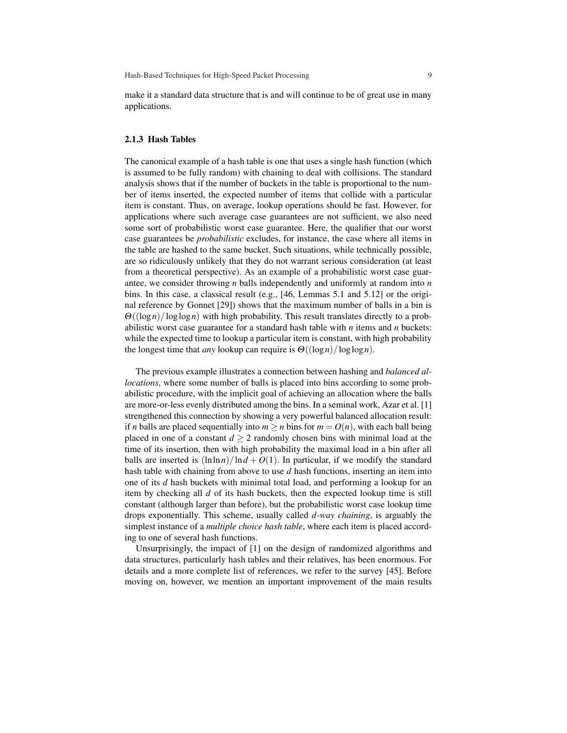make it a standard data structure that is and will continue to be of great use in many applications.

### 2.1.3 Hash Tables

The canonical example of a hash table is one that uses a single hash function (which is assumed to be fully random) with chaining to deal with collisions. The standard analysis shows that if the number of buckets in the table is proportional to the number of items inserted, the expected number of items that collide with a particular item is constant. Thus, on average, lookup operations should be fast. However, for applications where such average case guarantees are not sufficient, we also need some sort of probabilistic worst case guarantee. Here, the qualifier that our worst case guarantees be *probabilistic* excludes, for instance, the case where all items in the table are hashed to the same bucket. Such situations, while technically possible, are so ridiculously unlikely that they do not warrant serious consideration (at least from a theoretical perspective). As an example of a probabilistic worst case guarantee, we consider throwing $n$ balls independently and uniformly at random into $n$ bins. In this case, a classical result (e.g., [46, Lemmas 5.1 and 5.12] or the original reference by Gonnet [29]) shows that the maximum number of balls in a bin is $\Theta((\log n)/\log\log n)$ with high probability. This result translates directly to a probabilistic worst case guarantee for a standard hash table with $n$ items and $n$ buckets: while the expected time to lookup a particular item is constant, with high probability the longest time that *any* lookup can require is $\Theta((\log n)/\log\log n)$.

The previous example illustrates a connection between hashing and *balanced allocations*, where some number of balls is placed into bins according to some probabilistic procedure, with the implicit goal of achieving an allocation where the balls are more-or-less evenly distributed among the bins. In a seminal work, Azar et al. [1] strengthened this connection by showing a very powerful balanced allocation result: if $n$ balls are placed sequentially into $m \geq n$ bins for $m = O(n)$, with each ball being placed in one of a constant $d \geq 2$ randomly chosen bins with minimal load at the time of its insertion, then with high probability the maximal load in a bin after all balls are inserted is $(\ln\ln n)/\ln d + O(1)$. In particular, if we modify the standard hash table with chaining from above to use $d$ hash functions, inserting an item into one of its $d$ hash buckets with minimal total load, and performing a lookup for an item by checking all $d$ of its hash buckets, then the expected lookup time is still constant (although larger than before), but the probabilistic worst case lookup time drops exponentially. This scheme, usually called *$d$-way chaining*, is arguably the simplest instance of a *multiple choice hash table*, where each item is placed according to one of several hash functions.

Unsurprisingly, the impact of [1] on the design of randomized algorithms and data structures, particularly hash tables and their relatives, has been enormous. For details and a more complete list of references, we refer to the survey [45]. Before moving on, however, we mention an important improvement of the main results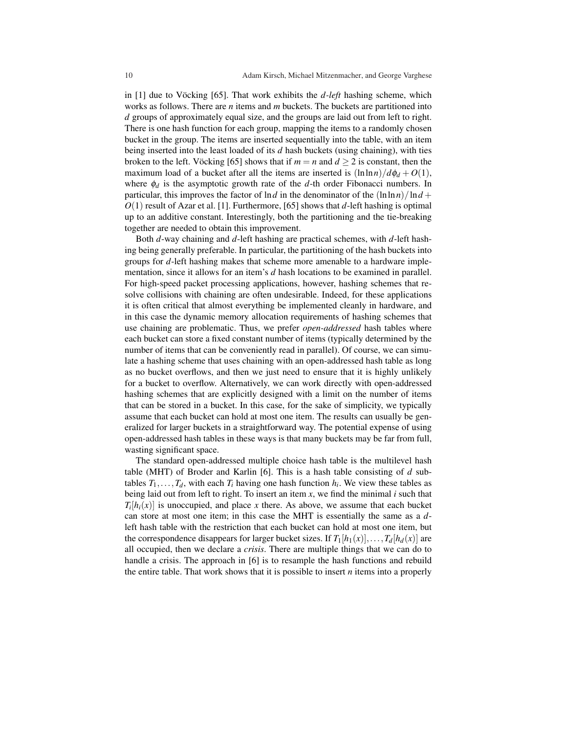in [1] due to Vöcking [65]. That work exhibits the *d-left* hashing scheme, which works as follows. There are $n$ items and $m$ buckets. The buckets are partitioned into $d$ groups of approximately equal size, and the groups are laid out from left to right. There is one hash function for each group, mapping the items to a randomly chosen bucket in the group. The items are inserted sequentially into the table, with an item being inserted into the least loaded of its $d$ hash buckets (using chaining), with ties broken to the left. Vöcking [65] shows that if $m = n$ and $d \geq 2$ is constant, then the maximum load of a bucket after all the items are inserted is $(\ln \ln n)/d\phi_d + O(1)$, where $\phi_d$ is the asymptotic growth rate of the $d$-th order Fibonacci numbers. In particular, this improves the factor of $\ln d$ in the denominator of the $(\ln \ln n)/\ln d + O(1)$ result of Azar et al. [1]. Furthermore, [65] shows that $d$-left hashing is optimal up to an additive constant. Interestingly, both the partitioning and the tie-breaking together are needed to obtain this improvement.

Both $d$-way chaining and $d$-left hashing are practical schemes, with $d$-left hashing being generally preferable. In particular, the partitioning of the hash buckets into groups for $d$-left hashing makes that scheme more amenable to a hardware implementation, since it allows for an item's $d$ hash locations to be examined in parallel. For high-speed packet processing applications, however, hashing schemes that resolve collisions with chaining are often undesirable. Indeed, for these applications it is often critical that almost everything be implemented cleanly in hardware, and in this case the dynamic memory allocation requirements of hashing schemes that use chaining are problematic. Thus, we prefer *open-addressed* hash tables where each bucket can store a fixed constant number of items (typically determined by the number of items that can be conveniently read in parallel). Of course, we can simulate a hashing scheme that uses chaining with an open-addressed hash table as long as no bucket overflows, and then we just need to ensure that it is highly unlikely for a bucket to overflow. Alternatively, we can work directly with open-addressed hashing schemes that are explicitly designed with a limit on the number of items that can be stored in a bucket. In this case, for the sake of simplicity, we typically assume that each bucket can hold at most one item. The results can usually be generalized for larger buckets in a straightforward way. The potential expense of using open-addressed hash tables in these ways is that many buckets may be far from full, wasting significant space.

The standard open-addressed multiple choice hash table is the multilevel hash table (MHT) of Broder and Karlin [6]. This is a hash table consisting of $d$ subtables $T_1, \ldots, T_d$, with each $T_i$ having one hash function $h_i$. We view these tables as being laid out from left to right. To insert an item $x$, we find the minimal $i$ such that $T_i[h_i(x)]$ is unoccupied, and place $x$ there. As above, we assume that each bucket can store at most one item; in this case the MHT is essentially the same as a $d$-left hash table with the restriction that each bucket can hold at most one item, but the correspondence disappears for larger bucket sizes. If $T_1[h_1(x)], \ldots, T_d[h_d(x)]$ are all occupied, then we declare a *crisis*. There are multiple things that we can do to handle a crisis. The approach in [6] is to resample the hash functions and rebuild the entire table. That work shows that it is possible to insert $n$ items into a properly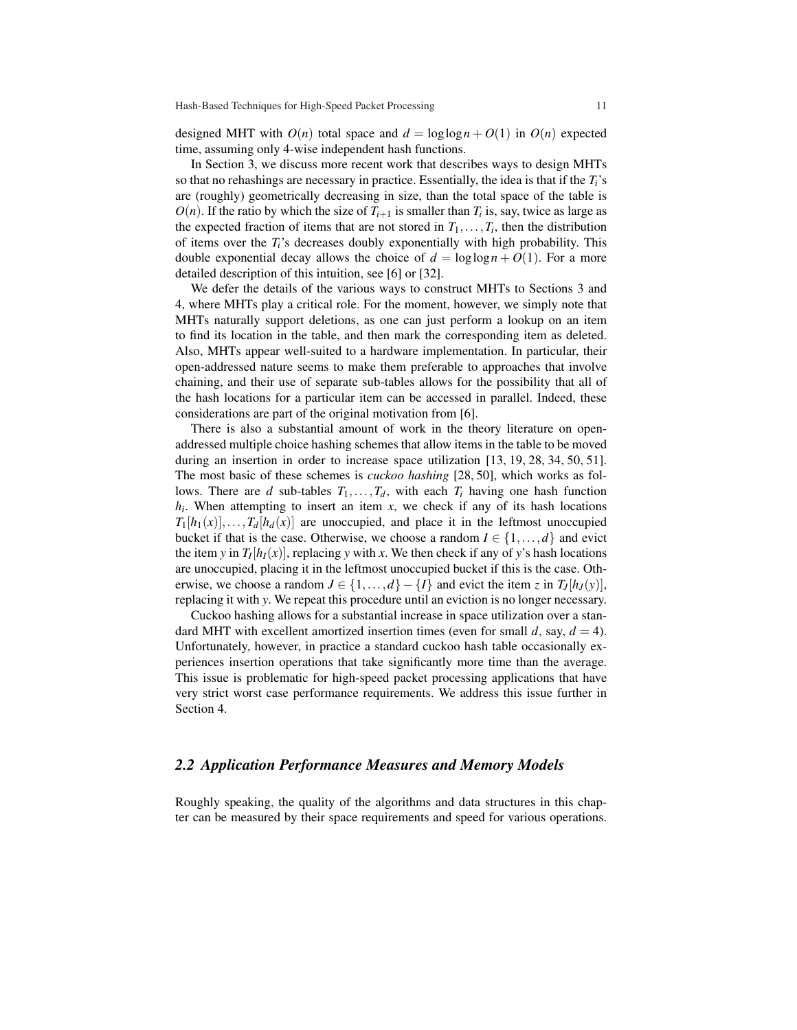designed MHT with $O(n)$ total space and $d = \log\log n + O(1)$ in $O(n)$ expected time, assuming only 4-wise independent hash functions.

In Section 3, we discuss more recent work that describes ways to design MHTs so that no rehashings are necessary in practice. Essentially, the idea is that if the $T_i$'s are (roughly) geometrically decreasing in size, than the total space of the table is $O(n)$. If the ratio by which the size of $T_{i+1}$ is smaller than $T_i$ is, say, twice as large as the expected fraction of items that are not stored in $T_1, \ldots, T_i$, then the distribution of items over the $T_i$'s decreases doubly exponentially with high probability. This double exponential decay allows the choice of $d = \log\log n + O(1)$. For a more detailed description of this intuition, see [6] or [32].

We defer the details of the various ways to construct MHTs to Sections 3 and 4, where MHTs play a critical role. For the moment, however, we simply note that MHTs naturally support deletions, as one can just perform a lookup on an item to find its location in the table, and then mark the corresponding item as deleted. Also, MHTs appear well-suited to a hardware implementation. In particular, their open-addressed nature seems to make them preferable to approaches that involve chaining, and their use of separate sub-tables allows for the possibility that all of the hash locations for a particular item can be accessed in parallel. Indeed, these considerations are part of the original motivation from [6].

There is also a substantial amount of work in the theory literature on open-addressed multiple choice hashing schemes that allow items in the table to be moved during an insertion in order to increase space utilization [13, 19, 28, 34, 50, 51]. The most basic of these schemes is *cuckoo hashing* [28, 50], which works as follows. There are $d$ sub-tables $T_1, \ldots, T_d$, with each $T_i$ having one hash function $h_i$. When attempting to insert an item $x$, we check if any of its hash locations $T_1[h_1(x)], \ldots, T_d[h_d(x)]$ are unoccupied, and place it in the leftmost unoccupied bucket if that is the case. Otherwise, we choose a random $I \in \{1, \ldots, d\}$ and evict the item $y$ in $T_I[h_I(x)]$, replacing $y$ with $x$. We then check if any of $y$'s hash locations are unoccupied, placing it in the leftmost unoccupied bucket if this is the case. Otherwise, we choose a random $J \in \{1, \ldots, d\} - \{I\}$ and evict the item $z$ in $T_J[h_J(y)]$, replacing it with $y$. We repeat this procedure until an eviction is no longer necessary.

Cuckoo hashing allows for a substantial increase in space utilization over a standard MHT with excellent amortized insertion times (even for small $d$, say, $d = 4$). Unfortunately, however, in practice a standard cuckoo hash table occasionally experiences insertion operations that take significantly more time than the average. This issue is problematic for high-speed packet processing applications that have very strict worst case performance requirements. We address this issue further in Section 4.

## 2.2 Application Performance Measures and Memory Models

Roughly speaking, the quality of the algorithms and data structures in this chapter can be measured by their space requirements and speed for various operations.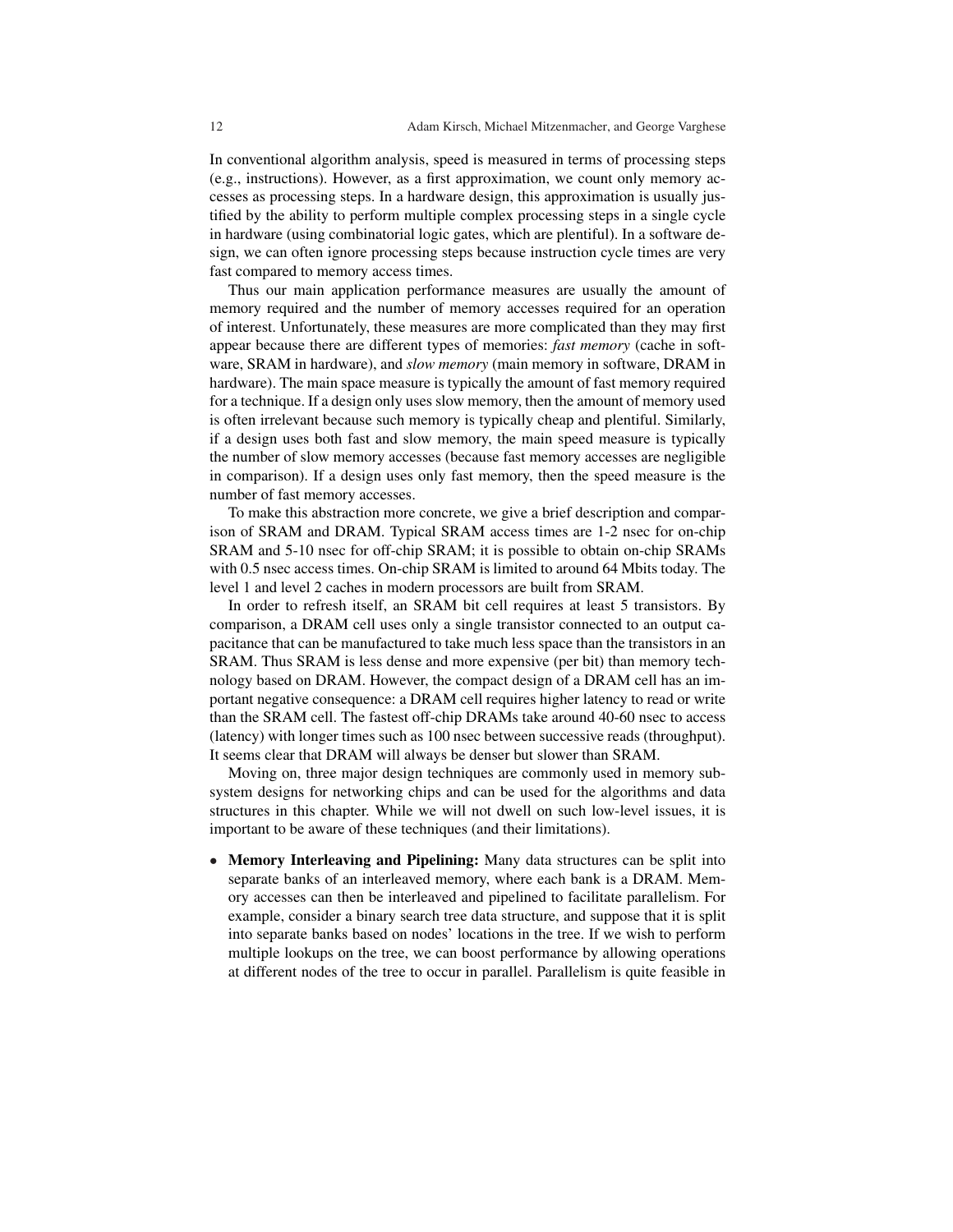In conventional algorithm analysis, speed is measured in terms of processing steps (e.g., instructions). However, as a first approximation, we count only memory accesses as processing steps. In a hardware design, this approximation is usually justified by the ability to perform multiple complex processing steps in a single cycle in hardware (using combinatorial logic gates, which are plentiful). In a software design, we can often ignore processing steps because instruction cycle times are very fast compared to memory access times.

Thus our main application performance measures are usually the amount of memory required and the number of memory accesses required for an operation of interest. Unfortunately, these measures are more complicated than they may first appear because there are different types of memories: *fast memory* (cache in software, SRAM in hardware), and *slow memory* (main memory in software, DRAM in hardware). The main space measure is typically the amount of fast memory required for a technique. If a design only uses slow memory, then the amount of memory used is often irrelevant because such memory is typically cheap and plentiful. Similarly, if a design uses both fast and slow memory, the main speed measure is typically the number of slow memory accesses (because fast memory accesses are negligible in comparison). If a design uses only fast memory, then the speed measure is the number of fast memory accesses.

To make this abstraction more concrete, we give a brief description and comparison of SRAM and DRAM. Typical SRAM access times are 1-2 nsec for on-chip SRAM and 5-10 nsec for off-chip SRAM; it is possible to obtain on-chip SRAMs with 0.5 nsec access times. On-chip SRAM is limited to around 64 Mbits today. The level 1 and level 2 caches in modern processors are built from SRAM.

In order to refresh itself, an SRAM bit cell requires at least 5 transistors. By comparison, a DRAM cell uses only a single transistor connected to an output capacitance that can be manufactured to take much less space than the transistors in an SRAM. Thus SRAM is less dense and more expensive (per bit) than memory technology based on DRAM. However, the compact design of a DRAM cell has an important negative consequence: a DRAM cell requires higher latency to read or write than the SRAM cell. The fastest off-chip DRAMs take around 40-60 nsec to access (latency) with longer times such as 100 nsec between successive reads (throughput). It seems clear that DRAM will always be denser but slower than SRAM.

Moving on, three major design techniques are commonly used in memory subsystem designs for networking chips and can be used for the algorithms and data structures in this chapter. While we will not dwell on such low-level issues, it is important to be aware of these techniques (and their limitations).

- **Memory Interleaving and Pipelining:** Many data structures can be split into separate banks of an interleaved memory, where each bank is a DRAM. Memory accesses can then be interleaved and pipelined to facilitate parallelism. For example, consider a binary search tree data structure, and suppose that it is split into separate banks based on nodes' locations in the tree. If we wish to perform multiple lookups on the tree, we can boost performance by allowing operations at different nodes of the tree to occur in parallel. Parallelism is quite feasible in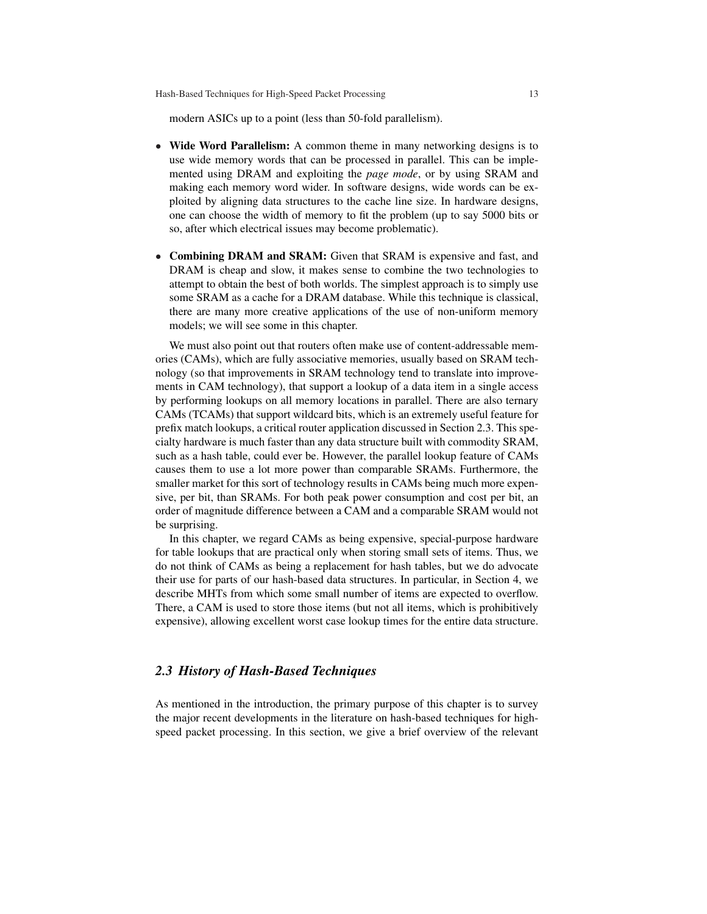modern ASICs up to a point (less than 50-fold parallelism).

- **Wide Word Parallelism:** A common theme in many networking designs is to use wide memory words that can be processed in parallel. This can be implemented using DRAM and exploiting the *page mode*, or by using SRAM and making each memory word wider. In software designs, wide words can be exploited by aligning data structures to the cache line size. In hardware designs, one can choose the width of memory to fit the problem (up to say 5000 bits or so, after which electrical issues may become problematic).

- **Combining DRAM and SRAM:** Given that SRAM is expensive and fast, and DRAM is cheap and slow, it makes sense to combine the two technologies to attempt to obtain the best of both worlds. The simplest approach is to simply use some SRAM as a cache for a DRAM database. While this technique is classical, there are many more creative applications of the use of non-uniform memory models; we will see some in this chapter.

We must also point out that routers often make use of content-addressable memories (CAMs), which are fully associative memories, usually based on SRAM technology (so that improvements in SRAM technology tend to translate into improvements in CAM technology), that support a lookup of a data item in a single access by performing lookups on all memory locations in parallel. There are also ternary CAMs (TCAMs) that support wildcard bits, which is an extremely useful feature for prefix match lookups, a critical router application discussed in Section 2.3. This specialty hardware is much faster than any data structure built with commodity SRAM, such as a hash table, could ever be. However, the parallel lookup feature of CAMs causes them to use a lot more power than comparable SRAMs. Furthermore, the smaller market for this sort of technology results in CAMs being much more expensive, per bit, than SRAMs. For both peak power consumption and cost per bit, an order of magnitude difference between a CAM and a comparable SRAM would not be surprising.

In this chapter, we regard CAMs as being expensive, special-purpose hardware for table lookups that are practical only when storing small sets of items. Thus, we do not think of CAMs as being a replacement for hash tables, but we do advocate their use for parts of our hash-based data structures. In particular, in Section 4, we describe MHTs from which some small number of items are expected to overflow. There, a CAM is used to store those items (but not all items, which is prohibitively expensive), allowing excellent worst case lookup times for the entire data structure.

### *2.3 History of Hash-Based Techniques*

As mentioned in the introduction, the primary purpose of this chapter is to survey the major recent developments in the literature on hash-based techniques for high-speed packet processing. In this section, we give a brief overview of the relevant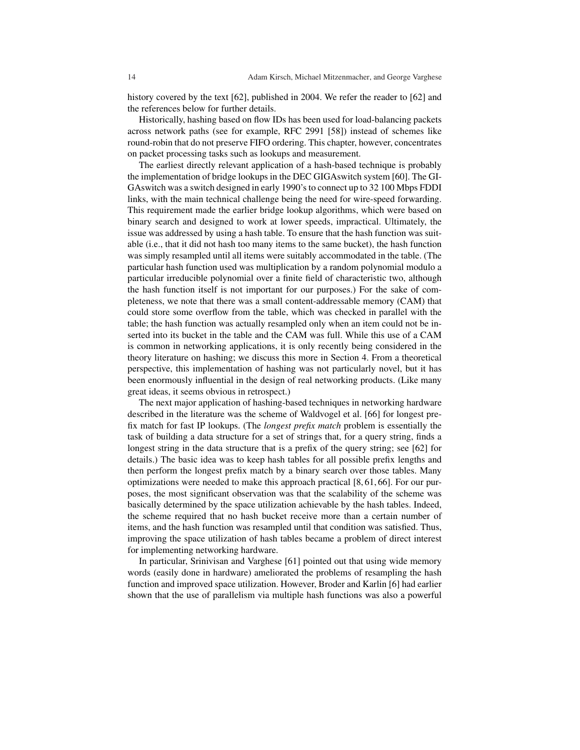history covered by the text [62], published in 2004. We refer the reader to [62] and the references below for further details.

Historically, hashing based on flow IDs has been used for load-balancing packets across network paths (see for example, RFC 2991 [58]) instead of schemes like round-robin that do not preserve FIFO ordering. This chapter, however, concentrates on packet processing tasks such as lookups and measurement.

The earliest directly relevant application of a hash-based technique is probably the implementation of bridge lookups in the DEC GIGAswitch system [60]. The GIGAswitch was a switch designed in early 1990's to connect up to 32 100 Mbps FDDI links, with the main technical challenge being the need for wire-speed forwarding. This requirement made the earlier bridge lookup algorithms, which were based on binary search and designed to work at lower speeds, impractical. Ultimately, the issue was addressed by using a hash table. To ensure that the hash function was suitable (i.e., that it did not hash too many items to the same bucket), the hash function was simply resampled until all items were suitably accommodated in the table. (The particular hash function used was multiplication by a random polynomial modulo a particular irreducible polynomial over a finite field of characteristic two, although the hash function itself is not important for our purposes.) For the sake of completeness, we note that there was a small content-addressable memory (CAM) that could store some overflow from the table, which was checked in parallel with the table; the hash function was actually resampled only when an item could not be inserted into its bucket in the table and the CAM was full. While this use of a CAM is common in networking applications, it is only recently being considered in the theory literature on hashing; we discuss this more in Section 4. From a theoretical perspective, this implementation of hashing was not particularly novel, but it has been enormously influential in the design of real networking products. (Like many great ideas, it seems obvious in retrospect.)

The next major application of hashing-based techniques in networking hardware described in the literature was the scheme of Waldvogel et al. [66] for longest prefix match for fast IP lookups. (The *longest prefix match* problem is essentially the task of building a data structure for a set of strings that, for a query string, finds a longest string in the data structure that is a prefix of the query string; see [62] for details.) The basic idea was to keep hash tables for all possible prefix lengths and then perform the longest prefix match by a binary search over those tables. Many optimizations were needed to make this approach practical [8, 61, 66]. For our purposes, the most significant observation was that the scalability of the scheme was basically determined by the space utilization achievable by the hash tables. Indeed, the scheme required that no hash bucket receive more than a certain number of items, and the hash function was resampled until that condition was satisfied. Thus, improving the space utilization of hash tables became a problem of direct interest for implementing networking hardware.

In particular, Srinivisan and Varghese [61] pointed out that using wide memory words (easily done in hardware) ameliorated the problems of resampling the hash function and improved space utilization. However, Broder and Karlin [6] had earlier shown that the use of parallelism via multiple hash functions was also a powerful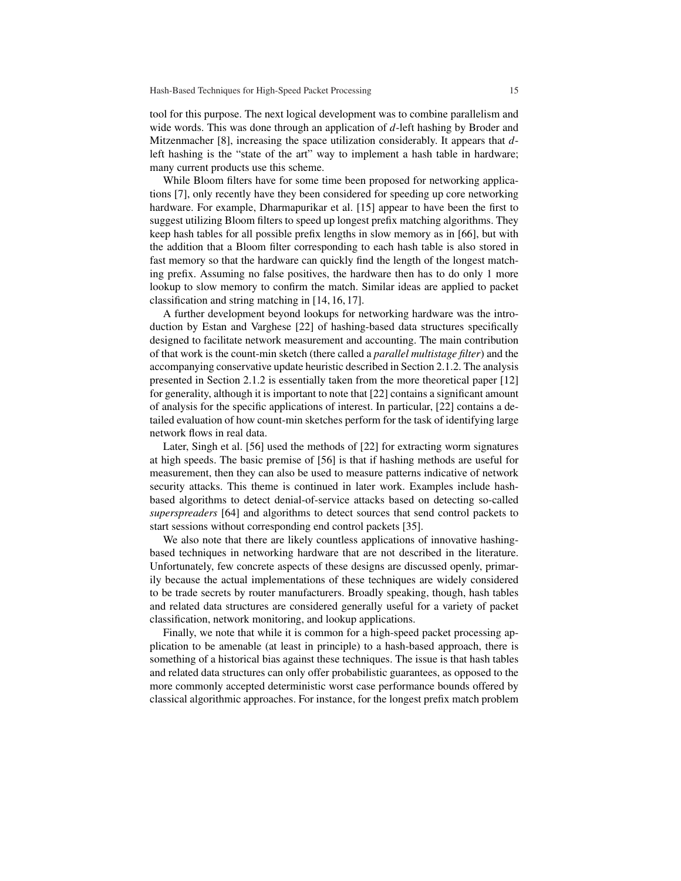tool for this purpose. The next logical development was to combine parallelism and wide words. This was done through an application of $d$-left hashing by Broder and Mitzenmacher [8], increasing the space utilization considerably. It appears that $d$-left hashing is the "state of the art" way to implement a hash table in hardware; many current products use this scheme.

While Bloom filters have for some time been proposed for networking applications [7], only recently have they been considered for speeding up core networking hardware. For example, Dharmapurikar et al. [15] appear to have been the first to suggest utilizing Bloom filters to speed up longest prefix matching algorithms. They keep hash tables for all possible prefix lengths in slow memory as in [66], but with the addition that a Bloom filter corresponding to each hash table is also stored in fast memory so that the hardware can quickly find the length of the longest matching prefix. Assuming no false positives, the hardware then has to do only 1 more lookup to slow memory to confirm the match. Similar ideas are applied to packet classification and string matching in [14, 16, 17].

A further development beyond lookups for networking hardware was the introduction by Estan and Varghese [22] of hashing-based data structures specifically designed to facilitate network measurement and accounting. The main contribution of that work is the count-min sketch (there called a *parallel multistage filter*) and the accompanying conservative update heuristic described in Section 2.1.2. The analysis presented in Section 2.1.2 is essentially taken from the more theoretical paper [12] for generality, although it is important to note that [22] contains a significant amount of analysis for the specific applications of interest. In particular, [22] contains a detailed evaluation of how count-min sketches perform for the task of identifying large network flows in real data.

Later, Singh et al. [56] used the methods of [22] for extracting worm signatures at high speeds. The basic premise of [56] is that if hashing methods are useful for measurement, then they can also be used to measure patterns indicative of network security attacks. This theme is continued in later work. Examples include hash-based algorithms to detect denial-of-service attacks based on detecting so-called *superspreaders* [64] and algorithms to detect sources that send control packets to start sessions without corresponding end control packets [35].

We also note that there are likely countless applications of innovative hashing-based techniques in networking hardware that are not described in the literature. Unfortunately, few concrete aspects of these designs are discussed openly, primarily because the actual implementations of these techniques are widely considered to be trade secrets by router manufacturers. Broadly speaking, though, hash tables and related data structures are considered generally useful for a variety of packet classification, network monitoring, and lookup applications.

Finally, we note that while it is common for a high-speed packet processing application to be amenable (at least in principle) to a hash-based approach, there is something of a historical bias against these techniques. The issue is that hash tables and related data structures can only offer probabilistic guarantees, as opposed to the more commonly accepted deterministic worst case performance bounds offered by classical algorithmic approaches. For instance, for the longest prefix match problem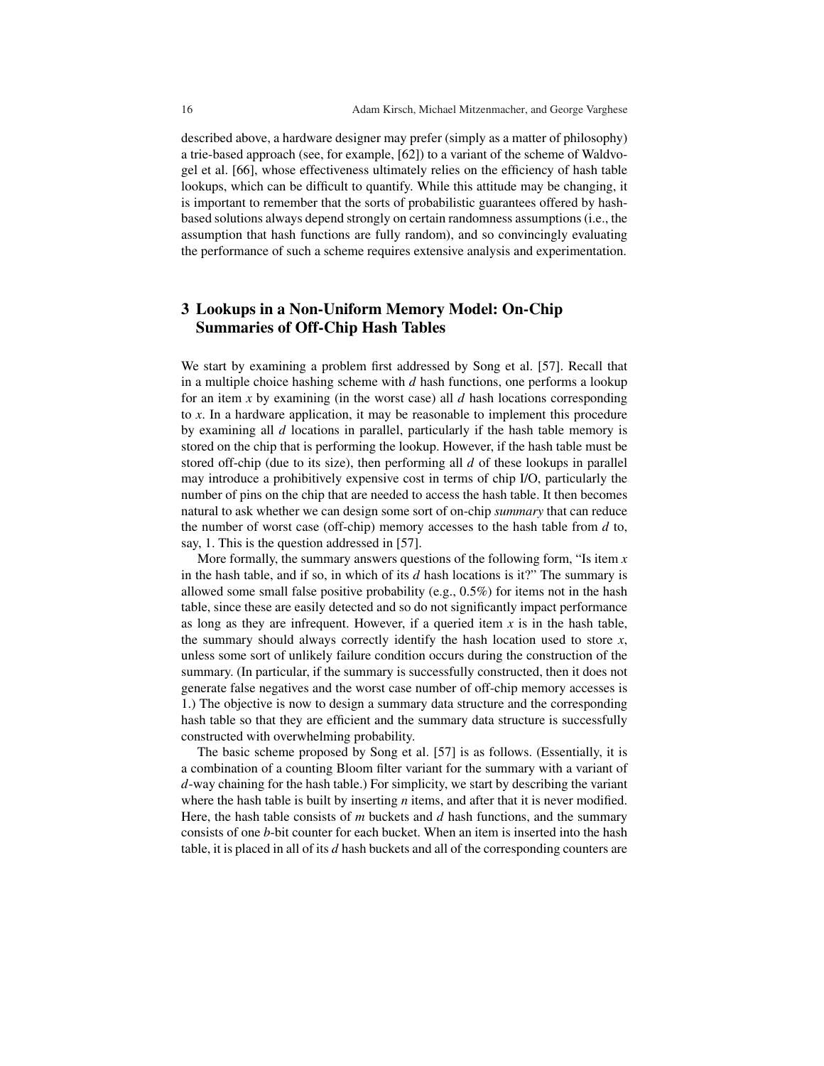described above, a hardware designer may prefer (simply as a matter of philosophy) a trie-based approach (see, for example, [62]) to a variant of the scheme of Waldvogel et al. [66], whose effectiveness ultimately relies on the efficiency of hash table lookups, which can be difficult to quantify. While this attitude may be changing, it is important to remember that the sorts of probabilistic guarantees offered by hash-based solutions always depend strongly on certain randomness assumptions (i.e., the assumption that hash functions are fully random), and so convincingly evaluating the performance of such a scheme requires extensive analysis and experimentation.

## 3 Lookups in a Non-Uniform Memory Model: On-Chip Summaries of Off-Chip Hash Tables

We start by examining a problem first addressed by Song et al. [57]. Recall that in a multiple choice hashing scheme with $d$ hash functions, one performs a lookup for an item $x$ by examining (in the worst case) all $d$ hash locations corresponding to $x$. In a hardware application, it may be reasonable to implement this procedure by examining all $d$ locations in parallel, particularly if the hash table memory is stored on the chip that is performing the lookup. However, if the hash table must be stored off-chip (due to its size), then performing all $d$ of these lookups in parallel may introduce a prohibitively expensive cost in terms of chip I/O, particularly the number of pins on the chip that are needed to access the hash table. It then becomes natural to ask whether we can design some sort of on-chip *summary* that can reduce the number of worst case (off-chip) memory accesses to the hash table from $d$ to, say, 1. This is the question addressed in [57].

More formally, the summary answers questions of the following form, "Is item $x$ in the hash table, and if so, in which of its $d$ hash locations is it?" The summary is allowed some small false positive probability (e.g., 0.5%) for items not in the hash table, since these are easily detected and so do not significantly impact performance as long as they are infrequent. However, if a queried item $x$ is in the hash table, the summary should always correctly identify the hash location used to store $x$, unless some sort of unlikely failure condition occurs during the construction of the summary. (In particular, if the summary is successfully constructed, then it does not generate false negatives and the worst case number of off-chip memory accesses is 1.) The objective is now to design a summary data structure and the corresponding hash table so that they are efficient and the summary data structure is successfully constructed with overwhelming probability.

The basic scheme proposed by Song et al. [57] is as follows. (Essentially, it is a combination of a counting Bloom filter variant for the summary with a variant of $d$-way chaining for the hash table.) For simplicity, we start by describing the variant where the hash table is built by inserting $n$ items, and after that it is never modified. Here, the hash table consists of $m$ buckets and $d$ hash functions, and the summary consists of one $b$-bit counter for each bucket. When an item is inserted into the hash table, it is placed in all of its $d$ hash buckets and all of the corresponding counters are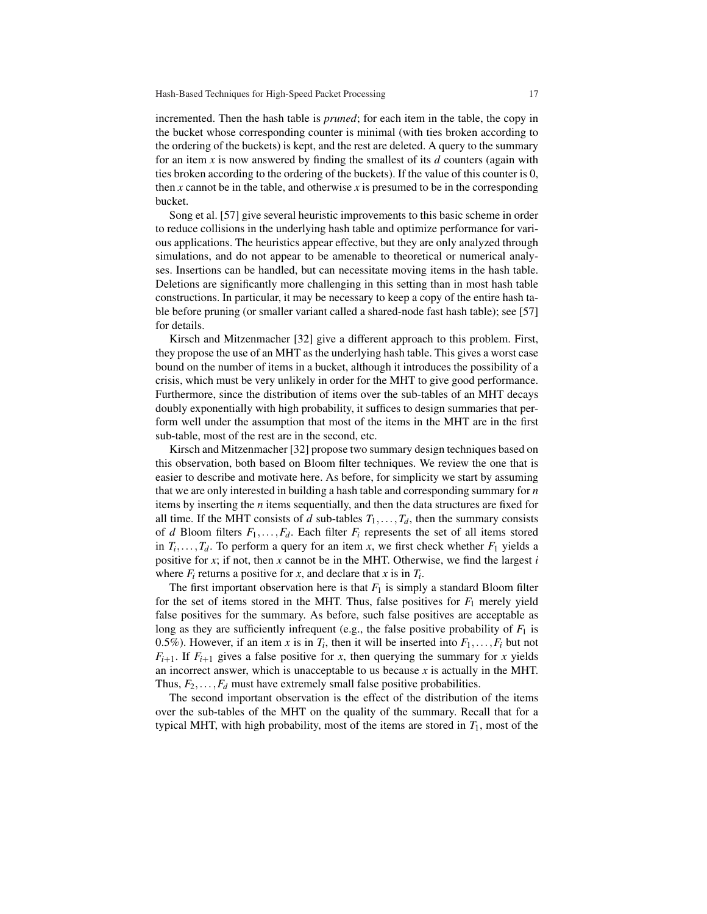incremented. Then the hash table is *pruned*; for each item in the table, the copy in the bucket whose corresponding counter is minimal (with ties broken according to the ordering of the buckets) is kept, and the rest are deleted. A query to the summary for an item $x$ is now answered by finding the smallest of its $d$ counters (again with ties broken according to the ordering of the buckets). If the value of this counter is 0, then $x$ cannot be in the table, and otherwise $x$ is presumed to be in the corresponding bucket.

Song et al. [57] give several heuristic improvements to this basic scheme in order to reduce collisions in the underlying hash table and optimize performance for various applications. The heuristics appear effective, but they are only analyzed through simulations, and do not appear to be amenable to theoretical or numerical analyses. Insertions can be handled, but can necessitate moving items in the hash table. Deletions are significantly more challenging in this setting than in most hash table constructions. In particular, it may be necessary to keep a copy of the entire hash table before pruning (or smaller variant called a shared-node fast hash table); see [57] for details.

Kirsch and Mitzenmacher [32] give a different approach to this problem. First, they propose the use of an MHT as the underlying hash table. This gives a worst case bound on the number of items in a bucket, although it introduces the possibility of a crisis, which must be very unlikely in order for the MHT to give good performance. Furthermore, since the distribution of items over the sub-tables of an MHT decays doubly exponentially with high probability, it suffices to design summaries that perform well under the assumption that most of the items in the MHT are in the first sub-table, most of the rest are in the second, etc.

Kirsch and Mitzenmacher [32] propose two summary design techniques based on this observation, both based on Bloom filter techniques. We review the one that is easier to describe and motivate here. As before, for simplicity we start by assuming that we are only interested in building a hash table and corresponding summary for $n$ items by inserting the $n$ items sequentially, and then the data structures are fixed for all time. If the MHT consists of $d$ sub-tables $T_1, \ldots, T_d$, then the summary consists of $d$ Bloom filters $F_1, \ldots, F_d$. Each filter $F_i$ represents the set of all items stored in $T_i, \ldots, T_d$. To perform a query for an item $x$, we first check whether $F_1$ yields a positive for $x$; if not, then $x$ cannot be in the MHT. Otherwise, we find the largest $i$ where $F_i$ returns a positive for $x$, and declare that $x$ is in $T_i$.

The first important observation here is that $F_1$ is simply a standard Bloom filter for the set of items stored in the MHT. Thus, false positives for $F_1$ merely yield false positives for the summary. As before, such false positives are acceptable as long as they are sufficiently infrequent (e.g., the false positive probability of $F_1$ is 0.5%). However, if an item $x$ is in $T_i$, then it will be inserted into $F_1, \ldots, F_i$ but not $F_{i+1}$. If $F_{i+1}$ gives a false positive for $x$, then querying the summary for $x$ yields an incorrect answer, which is unacceptable to us because $x$ is actually in the MHT. Thus, $F_2, \ldots, F_d$ must have extremely small false positive probabilities.

The second important observation is the effect of the distribution of the items over the sub-tables of the MHT on the quality of the summary. Recall that for a typical MHT, with high probability, most of the items are stored in $T_1$, most of the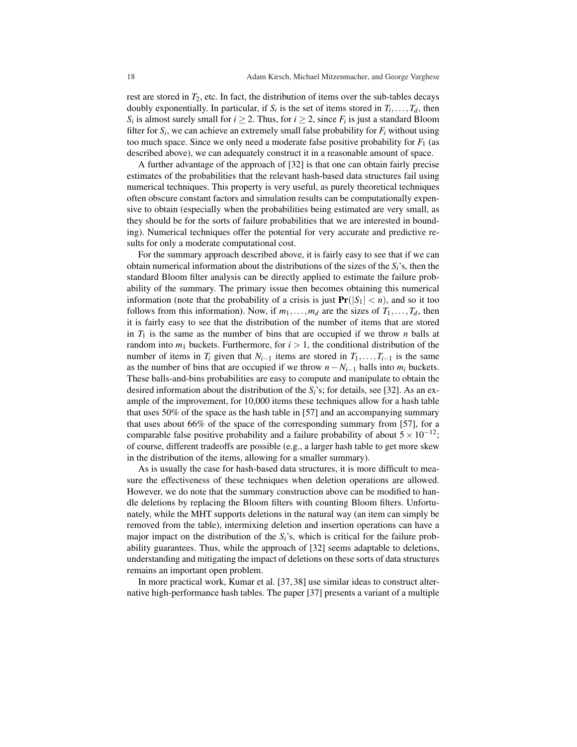rest are stored in $T_2$, etc. In fact, the distribution of items over the sub-tables decays doubly exponentially. In particular, if $S_i$ is the set of items stored in $T_i, \ldots, T_d$, then $S_i$ is almost surely small for $i \geq 2$. Thus, for $i \geq 2$, since $F_i$ is just a standard Bloom filter for $S_i$, we can achieve an extremely small false probability for $F_i$ without using too much space. Since we only need a moderate false positive probability for $F_1$ (as described above), we can adequately construct it in a reasonable amount of space.

A further advantage of the approach of [32] is that one can obtain fairly precise estimates of the probabilities that the relevant hash-based data structures fail using numerical techniques. This property is very useful, as purely theoretical techniques often obscure constant factors and simulation results can be computationally expensive to obtain (especially when the probabilities being estimated are very small, as they should be for the sorts of failure probabilities that we are interested in bounding). Numerical techniques offer the potential for very accurate and predictive results for only a moderate computational cost.

For the summary approach described above, it is fairly easy to see that if we can obtain numerical information about the distributions of the sizes of the $S_i$'s, then the standard Bloom filter analysis can be directly applied to estimate the failure probability of the summary. The primary issue then becomes obtaining this numerical information (note that the probability of a crisis is just $\mathbf{Pr}(|S_1| < n)$, and so it too follows from this information). Now, if $m_1, \ldots, m_d$ are the sizes of $T_1, \ldots, T_d$, then it is fairly easy to see that the distribution of the number of items that are stored in $T_1$ is the same as the number of bins that are occupied if we throw $n$ balls at random into $m_1$ buckets. Furthermore, for $i > 1$, the conditional distribution of the number of items in $T_i$ given that $N_{i-1}$ items are stored in $T_1, \ldots, T_{i-1}$ is the same as the number of bins that are occupied if we throw $n - N_{i-1}$ balls into $m_i$ buckets. These balls-and-bins probabilities are easy to compute and manipulate to obtain the desired information about the distribution of the $S_i$'s; for details, see [32]. As an example of the improvement, for 10,000 items these techniques allow for a hash table that uses 50% of the space as the hash table in [57] and an accompanying summary that uses about 66% of the space of the corresponding summary from [57], for a comparable false positive probability and a failure probability of about $5 \times 10^{-12}$; of course, different tradeoffs are possible (e.g., a larger hash table to get more skew in the distribution of the items, allowing for a smaller summary).

As is usually the case for hash-based data structures, it is more difficult to measure the effectiveness of these techniques when deletion operations are allowed. However, we do note that the summary construction above can be modified to handle deletions by replacing the Bloom filters with counting Bloom filters. Unfortunately, while the MHT supports deletions in the natural way (an item can simply be removed from the table), intermixing deletion and insertion operations can have a major impact on the distribution of the $S_i$'s, which is critical for the failure probability guarantees. Thus, while the approach of [32] seems adaptable to deletions, understanding and mitigating the impact of deletions on these sorts of data structures remains an important open problem.

In more practical work, Kumar et al. [37, 38] use similar ideas to construct alternative high-performance hash tables. The paper [37] presents a variant of a multiple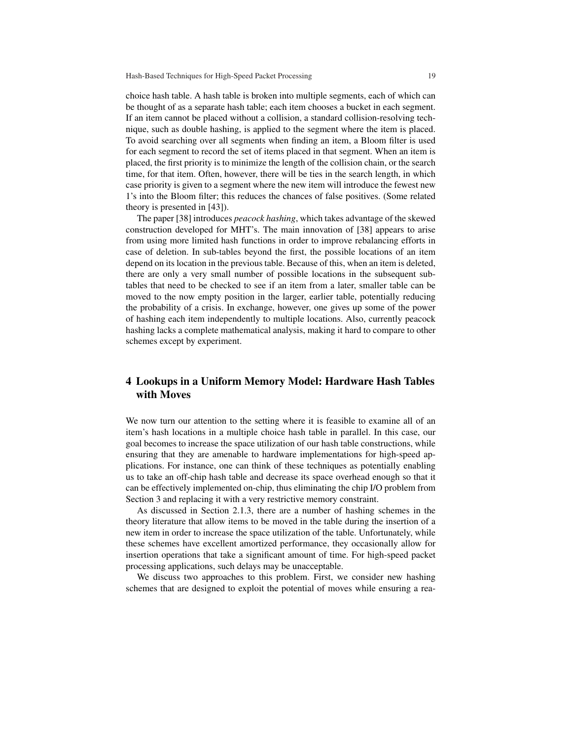choice hash table. A hash table is broken into multiple segments, each of which can be thought of as a separate hash table; each item chooses a bucket in each segment. If an item cannot be placed without a collision, a standard collision-resolving technique, such as double hashing, is applied to the segment where the item is placed. To avoid searching over all segments when finding an item, a Bloom filter is used for each segment to record the set of items placed in that segment. When an item is placed, the first priority is to minimize the length of the collision chain, or the search time, for that item. Often, however, there will be ties in the search length, in which case priority is given to a segment where the new item will introduce the fewest new 1's into the Bloom filter; this reduces the chances of false positives. (Some related theory is presented in [43]).

The paper [38] introduces *peacock hashing*, which takes advantage of the skewed construction developed for MHT's. The main innovation of [38] appears to arise from using more limited hash functions in order to improve rebalancing efforts in case of deletion. In sub-tables beyond the first, the possible locations of an item depend on its location in the previous table. Because of this, when an item is deleted, there are only a very small number of possible locations in the subsequent sub-tables that need to be checked to see if an item from a later, smaller table can be moved to the now empty position in the larger, earlier table, potentially reducing the probability of a crisis. In exchange, however, one gives up some of the power of hashing each item independently to multiple locations. Also, currently peacock hashing lacks a complete mathematical analysis, making it hard to compare to other schemes except by experiment.

# 4 Lookups in a Uniform Memory Model: Hardware Hash Tables with Moves

We now turn our attention to the setting where it is feasible to examine all of an item's hash locations in a multiple choice hash table in parallel. In this case, our goal becomes to increase the space utilization of our hash table constructions, while ensuring that they are amenable to hardware implementations for high-speed applications. For instance, one can think of these techniques as potentially enabling us to take an off-chip hash table and decrease its space overhead enough so that it can be effectively implemented on-chip, thus eliminating the chip I/O problem from Section 3 and replacing it with a very restrictive memory constraint.

As discussed in Section 2.1.3, there are a number of hashing schemes in the theory literature that allow items to be moved in the table during the insertion of a new item in order to increase the space utilization of the table. Unfortunately, while these schemes have excellent amortized performance, they occasionally allow for insertion operations that take a significant amount of time. For high-speed packet processing applications, such delays may be unacceptable.

We discuss two approaches to this problem. First, we consider new hashing schemes that are designed to exploit the potential of moves while ensuring a rea-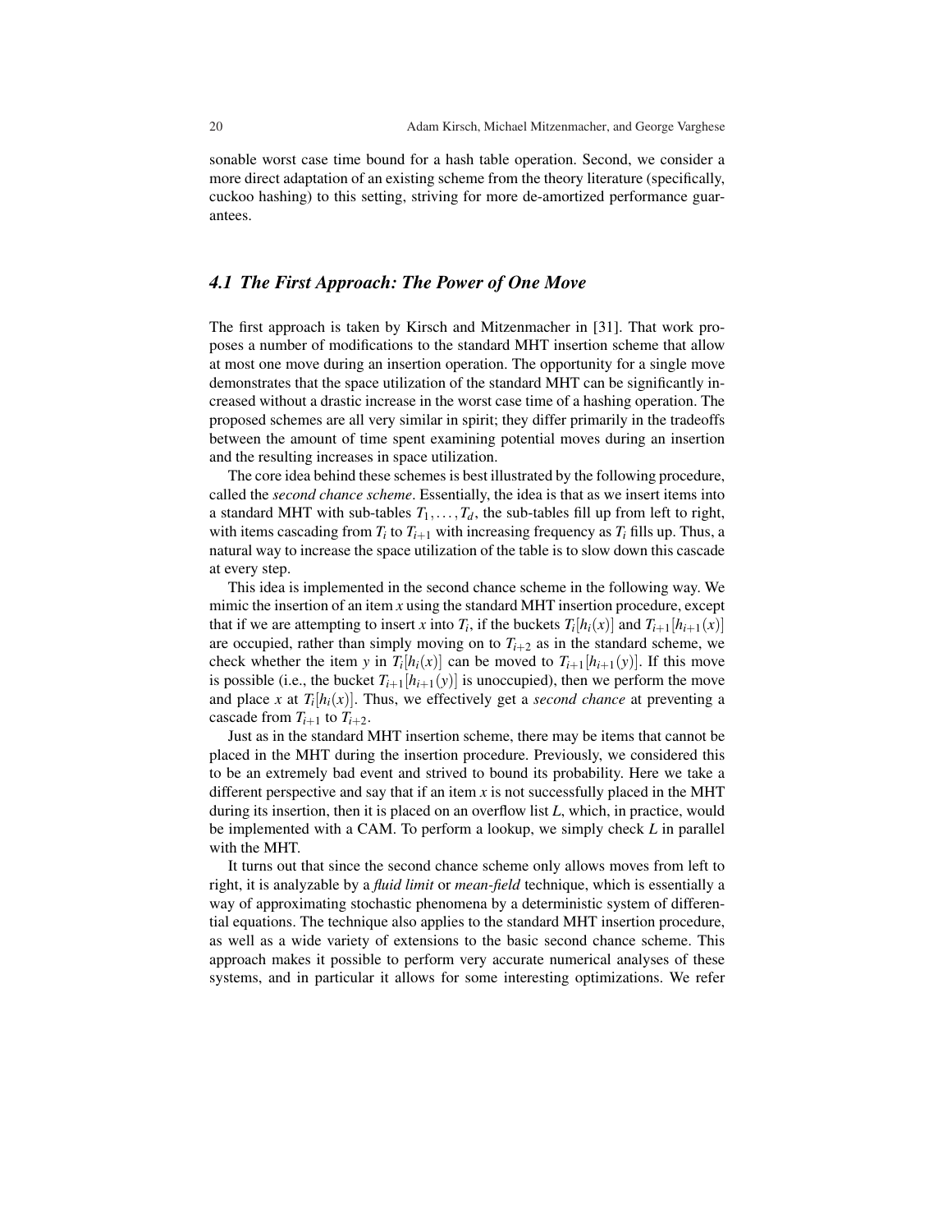sonable worst case time bound for a hash table operation. Second, we consider a more direct adaptation of an existing scheme from the theory literature (specifically, cuckoo hashing) to this setting, striving for more de-amortized performance guarantees.

### *4.1 The First Approach: The Power of One Move*

The first approach is taken by Kirsch and Mitzenmacher in [31]. That work proposes a number of modifications to the standard MHT insertion scheme that allow at most one move during an insertion operation. The opportunity for a single move demonstrates that the space utilization of the standard MHT can be significantly increased without a drastic increase in the worst case time of a hashing operation. The proposed schemes are all very similar in spirit; they differ primarily in the tradeoffs between the amount of time spent examining potential moves during an insertion and the resulting increases in space utilization.

The core idea behind these schemes is best illustrated by the following procedure, called the *second chance scheme*. Essentially, the idea is that as we insert items into a standard MHT with sub-tables $T_1, \ldots, T_d$, the sub-tables fill up from left to right, with items cascading from $T_i$ to $T_{i+1}$ with increasing frequency as $T_i$ fills up. Thus, a natural way to increase the space utilization of the table is to slow down this cascade at every step.

This idea is implemented in the second chance scheme in the following way. We mimic the insertion of an item $x$ using the standard MHT insertion procedure, except that if we are attempting to insert $x$ into $T_i$, if the buckets $T_i[h_i(x)]$ and $T_{i+1}[h_{i+1}(x)]$ are occupied, rather than simply moving on to $T_{i+2}$ as in the standard scheme, we check whether the item $y$ in $T_i[h_i(x)]$ can be moved to $T_{i+1}[h_{i+1}(y)]$. If this move is possible (i.e., the bucket $T_{i+1}[h_{i+1}(y)]$ is unoccupied), then we perform the move and place $x$ at $T_i[h_i(x)]$. Thus, we effectively get a *second chance* at preventing a cascade from $T_{i+1}$ to $T_{i+2}$.

Just as in the standard MHT insertion scheme, there may be items that cannot be placed in the MHT during the insertion procedure. Previously, we considered this to be an extremely bad event and strived to bound its probability. Here we take a different perspective and say that if an item $x$ is not successfully placed in the MHT during its insertion, then it is placed on an overflow list $L$, which, in practice, would be implemented with a CAM. To perform a lookup, we simply check $L$ in parallel with the MHT.

It turns out that since the second chance scheme only allows moves from left to right, it is analyzable by a *fluid limit* or *mean-field* technique, which is essentially a way of approximating stochastic phenomena by a deterministic system of differential equations. The technique also applies to the standard MHT insertion procedure, as well as a wide variety of extensions to the basic second chance scheme. This approach makes it possible to perform very accurate numerical analyses of these systems, and in particular it allows for some interesting optimizations. We refer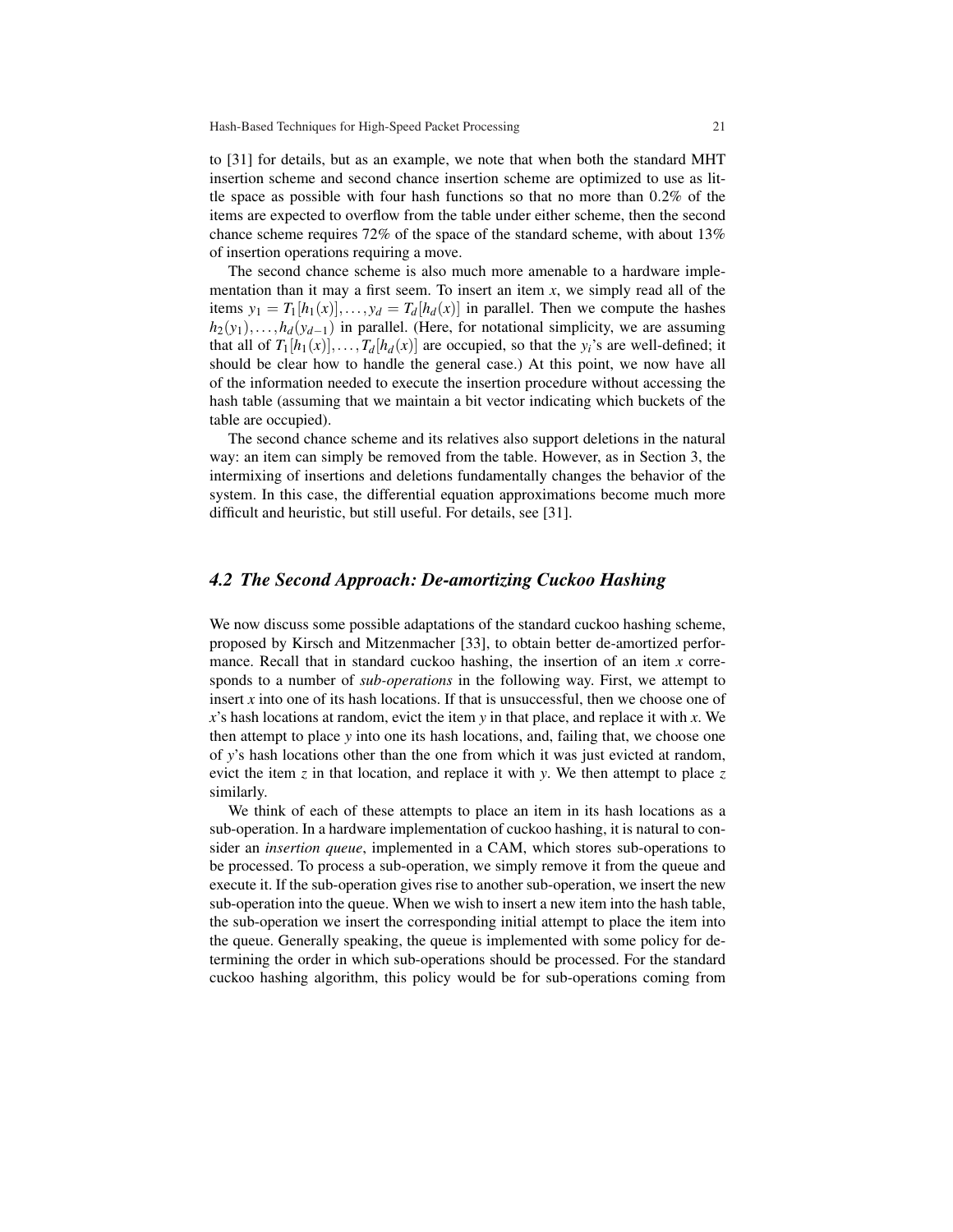to [31] for details, but as an example, we note that when both the standard MHT insertion scheme and second chance insertion scheme are optimized to use as little space as possible with four hash functions so that no more than 0.2% of the items are expected to overflow from the table under either scheme, then the second chance scheme requires 72% of the space of the standard scheme, with about 13% of insertion operations requiring a move.

The second chance scheme is also much more amenable to a hardware implementation than it may a first seem. To insert an item $x$, we simply read all of the items $y_1 = T_1[h_1(x)], \dots, y_d = T_d[h_d(x)]$ in parallel. Then we compute the hashes $h_2(y_1), \dots, h_d(y_{d-1})$ in parallel. (Here, for notational simplicity, we are assuming that all of $T_1[h_1(x)], \dots, T_d[h_d(x)]$ are occupied, so that the $y_i$'s are well-defined; it should be clear how to handle the general case.) At this point, we now have all of the information needed to execute the insertion procedure without accessing the hash table (assuming that we maintain a bit vector indicating which buckets of the table are occupied).

The second chance scheme and its relatives also support deletions in the natural way: an item can simply be removed from the table. However, as in Section 3, the intermixing of insertions and deletions fundamentally changes the behavior of the system. In this case, the differential equation approximations become much more difficult and heuristic, but still useful. For details, see [31].

### *4.2 The Second Approach: De-amortizing Cuckoo Hashing*

We now discuss some possible adaptations of the standard cuckoo hashing scheme, proposed by Kirsch and Mitzenmacher [33], to obtain better de-amortized performance. Recall that in standard cuckoo hashing, the insertion of an item $x$ corresponds to a number of *sub-operations* in the following way. First, we attempt to insert $x$ into one of its hash locations. If that is unsuccessful, then we choose one of $x$'s hash locations at random, evict the item $y$ in that place, and replace it with $x$. We then attempt to place $y$ into one its hash locations, and, failing that, we choose one of $y$'s hash locations other than the one from which it was just evicted at random, evict the item $z$ in that location, and replace it with $y$. We then attempt to place $z$ similarly.

We think of each of these attempts to place an item in its hash locations as a sub-operation. In a hardware implementation of cuckoo hashing, it is natural to consider an *insertion queue*, implemented in a CAM, which stores sub-operations to be processed. To process a sub-operation, we simply remove it from the queue and execute it. If the sub-operation gives rise to another sub-operation, we insert the new sub-operation into the queue. When we wish to insert a new item into the hash table, the sub-operation we insert the corresponding initial attempt to place the item into the queue. Generally speaking, the queue is implemented with some policy for determining the order in which sub-operations should be processed. For the standard cuckoo hashing algorithm, this policy would be for sub-operations coming from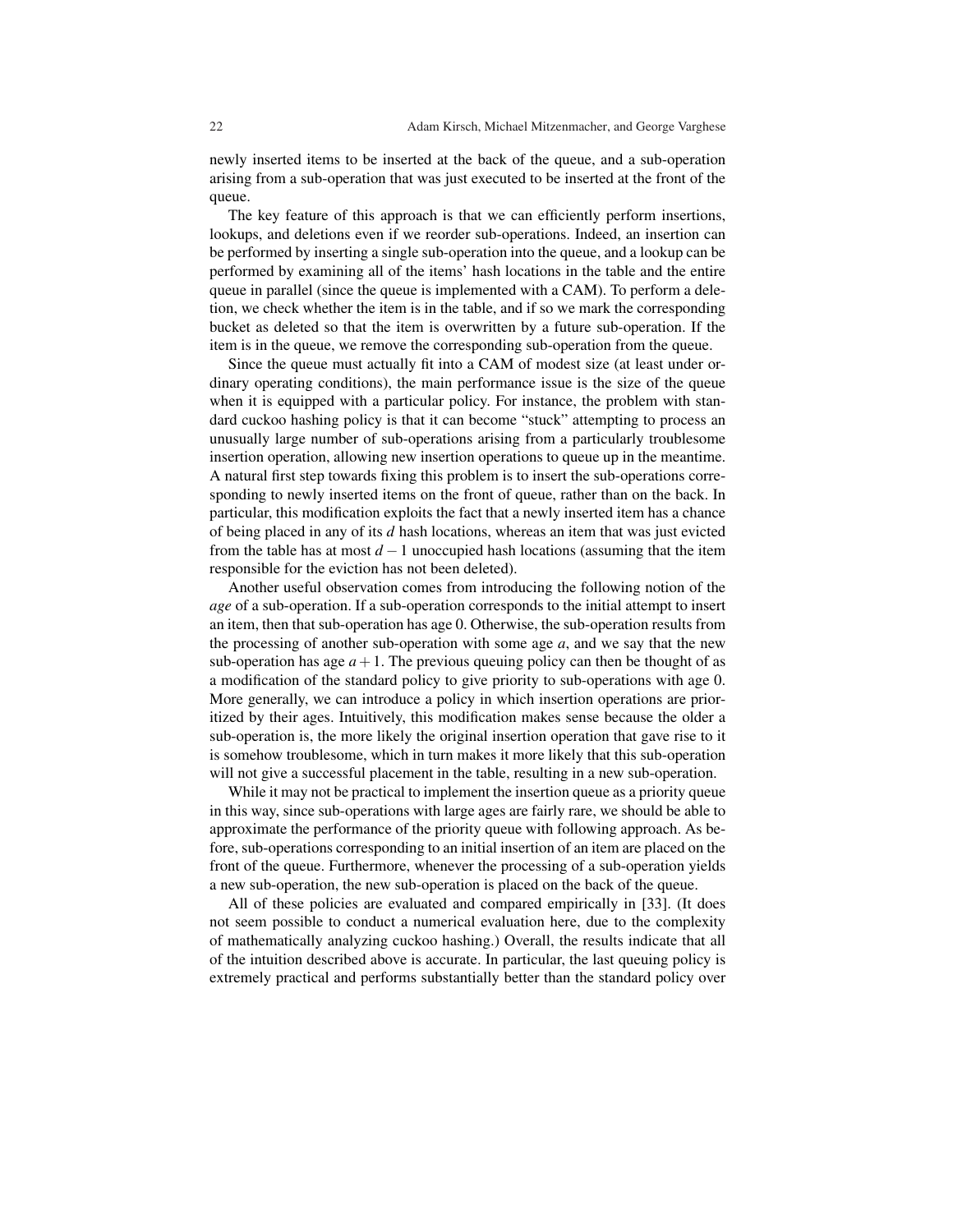newly inserted items to be inserted at the back of the queue, and a sub-operation arising from a sub-operation that was just executed to be inserted at the front of the queue.

The key feature of this approach is that we can efficiently perform insertions, lookups, and deletions even if we reorder sub-operations. Indeed, an insertion can be performed by inserting a single sub-operation into the queue, and a lookup can be performed by examining all of the items' hash locations in the table and the entire queue in parallel (since the queue is implemented with a CAM). To perform a deletion, we check whether the item is in the table, and if so we mark the corresponding bucket as deleted so that the item is overwritten by a future sub-operation. If the item is in the queue, we remove the corresponding sub-operation from the queue.

Since the queue must actually fit into a CAM of modest size (at least under ordinary operating conditions), the main performance issue is the size of the queue when it is equipped with a particular policy. For instance, the problem with standard cuckoo hashing policy is that it can become "stuck" attempting to process an unusually large number of sub-operations arising from a particularly troublesome insertion operation, allowing new insertion operations to queue up in the meantime. A natural first step towards fixing this problem is to insert the sub-operations corresponding to newly inserted items on the front of queue, rather than on the back. In particular, this modification exploits the fact that a newly inserted item has a chance of being placed in any of its $d$ hash locations, whereas an item that was just evicted from the table has at most $d-1$ unoccupied hash locations (assuming that the item responsible for the eviction has not been deleted).

Another useful observation comes from introducing the following notion of the *age* of a sub-operation. If a sub-operation corresponds to the initial attempt to insert an item, then that sub-operation has age 0. Otherwise, the sub-operation results from the processing of another sub-operation with some age $a$, and we say that the new sub-operation has age $a+1$. The previous queuing policy can then be thought of as a modification of the standard policy to give priority to sub-operations with age 0. More generally, we can introduce a policy in which insertion operations are prioritized by their ages. Intuitively, this modification makes sense because the older a sub-operation is, the more likely the original insertion operation that gave rise to it is somehow troublesome, which in turn makes it more likely that this sub-operation will not give a successful placement in the table, resulting in a new sub-operation.

While it may not be practical to implement the insertion queue as a priority queue in this way, since sub-operations with large ages are fairly rare, we should be able to approximate the performance of the priority queue with following approach. As before, sub-operations corresponding to an initial insertion of an item are placed on the front of the queue. Furthermore, whenever the processing of a sub-operation yields a new sub-operation, the new sub-operation is placed on the back of the queue.

All of these policies are evaluated and compared empirically in [33]. (It does not seem possible to conduct a numerical evaluation here, due to the complexity of mathematically analyzing cuckoo hashing.) Overall, the results indicate that all of the intuition described above is accurate. In particular, the last queuing policy is extremely practical and performs substantially better than the standard policy over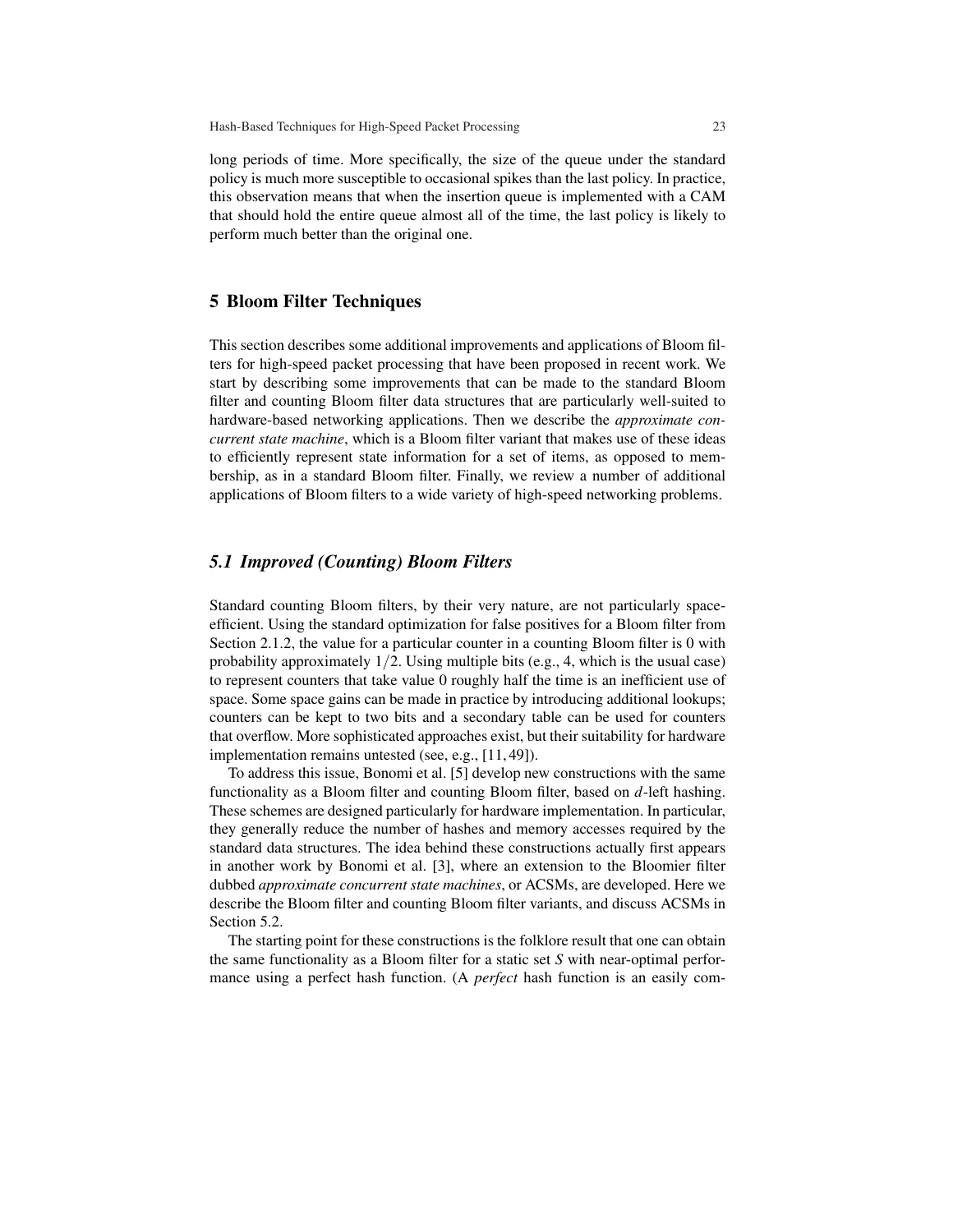long periods of time. More specifically, the size of the queue under the standard policy is much more susceptible to occasional spikes than the last policy. In practice, this observation means that when the insertion queue is implemented with a CAM that should hold the entire queue almost all of the time, the last policy is likely to perform much better than the original one.

## 5 Bloom Filter Techniques

This section describes some additional improvements and applications of Bloom filters for high-speed packet processing that have been proposed in recent work. We start by describing some improvements that can be made to the standard Bloom filter and counting Bloom filter data structures that are particularly well-suited to hardware-based networking applications. Then we describe the *approximate concurrent state machine*, which is a Bloom filter variant that makes use of these ideas to efficiently represent state information for a set of items, as opposed to membership, as in a standard Bloom filter. Finally, we review a number of additional applications of Bloom filters to a wide variety of high-speed networking problems.

### *5.1 Improved (Counting) Bloom Filters*

Standard counting Bloom filters, by their very nature, are not particularly space-efficient. Using the standard optimization for false positives for a Bloom filter from Section 2.1.2, the value for a particular counter in a counting Bloom filter is 0 with probability approximately $1/2$. Using multiple bits (e.g., 4, which is the usual case) to represent counters that take value 0 roughly half the time is an inefficient use of space. Some space gains can be made in practice by introducing additional lookups; counters can be kept to two bits and a secondary table can be used for counters that overflow. More sophisticated approaches exist, but their suitability for hardware implementation remains untested (see, e.g., [11, 49]).

To address this issue, Bonomi et al. [5] develop new constructions with the same functionality as a Bloom filter and counting Bloom filter, based on $d$-left hashing. These schemes are designed particularly for hardware implementation. In particular, they generally reduce the number of hashes and memory accesses required by the standard data structures. The idea behind these constructions actually first appears in another work by Bonomi et al. [3], where an extension to the Bloomier filter dubbed *approximate concurrent state machines*, or ACSMs, are developed. Here we describe the Bloom filter and counting Bloom filter variants, and discuss ACSMs in Section 5.2.

The starting point for these constructions is the folklore result that one can obtain the same functionality as a Bloom filter for a static set $S$ with near-optimal performance using a perfect hash function. (A *perfect* hash function is an easily com-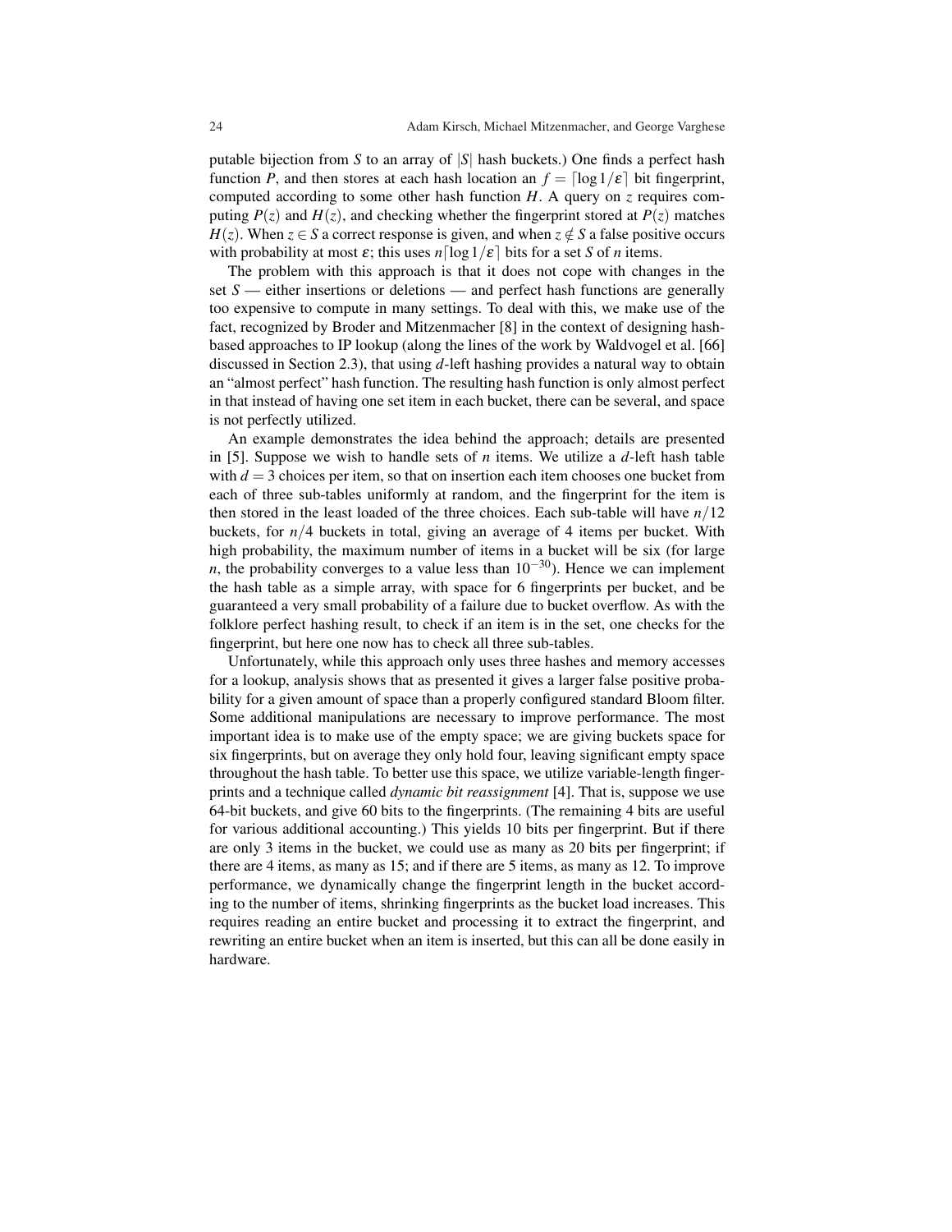putable bijection from $S$ to an array of $|S|$ hash buckets.) One finds a perfect hash function $P$, and then stores at each hash location an $f = \lceil \log 1/\varepsilon \rceil$ bit fingerprint, computed according to some other hash function $H$. A query on $z$ requires computing $P(z)$ and $H(z)$, and checking whether the fingerprint stored at $P(z)$ matches $H(z)$. When $z \in S$ a correct response is given, and when $z \notin S$ a false positive occurs with probability at most $\varepsilon$; this uses $n\lceil \log 1/\varepsilon \rceil$ bits for a set $S$ of $n$ items.

The problem with this approach is that it does not cope with changes in the set $S$ — either insertions or deletions — and perfect hash functions are generally too expensive to compute in many settings. To deal with this, we make use of the fact, recognized by Broder and Mitzenmacher [8] in the context of designing hash-based approaches to IP lookup (along the lines of the work by Waldvogel et al. [66] discussed in Section 2.3), that using $d$-left hashing provides a natural way to obtain an "almost perfect" hash function. The resulting hash function is only almost perfect in that instead of having one set item in each bucket, there can be several, and space is not perfectly utilized.

An example demonstrates the idea behind the approach; details are presented in [5]. Suppose we wish to handle sets of $n$ items. We utilize a $d$-left hash table with $d = 3$ choices per item, so that on insertion each item chooses one bucket from each of three sub-tables uniformly at random, and the fingerprint for the item is then stored in the least loaded of the three choices. Each sub-table will have $n/12$ buckets, for $n/4$ buckets in total, giving an average of 4 items per bucket. With high probability, the maximum number of items in a bucket will be six (for large $n$, the probability converges to a value less than $10^{-30}$). Hence we can implement the hash table as a simple array, with space for 6 fingerprints per bucket, and be guaranteed a very small probability of a failure due to bucket overflow. As with the folklore perfect hashing result, to check if an item is in the set, one checks for the fingerprint, but here one now has to check all three sub-tables.

Unfortunately, while this approach only uses three hashes and memory accesses for a lookup, analysis shows that as presented it gives a larger false positive probability for a given amount of space than a properly configured standard Bloom filter. Some additional manipulations are necessary to improve performance. The most important idea is to make use of the empty space; we are giving buckets space for six fingerprints, but on average they only hold four, leaving significant empty space throughout the hash table. To better use this space, we utilize variable-length fingerprints and a technique called *dynamic bit reassignment* [4]. That is, suppose we use 64-bit buckets, and give 60 bits to the fingerprints. (The remaining 4 bits are useful for various additional accounting.) This yields 10 bits per fingerprint. But if there are only 3 items in the bucket, we could use as many as 20 bits per fingerprint; if there are 4 items, as many as 15; and if there are 5 items, as many as 12. To improve performance, we dynamically change the fingerprint length in the bucket according to the number of items, shrinking fingerprints as the bucket load increases. This requires reading an entire bucket and processing it to extract the fingerprint, and rewriting an entire bucket when an item is inserted, but this can all be done easily in hardware.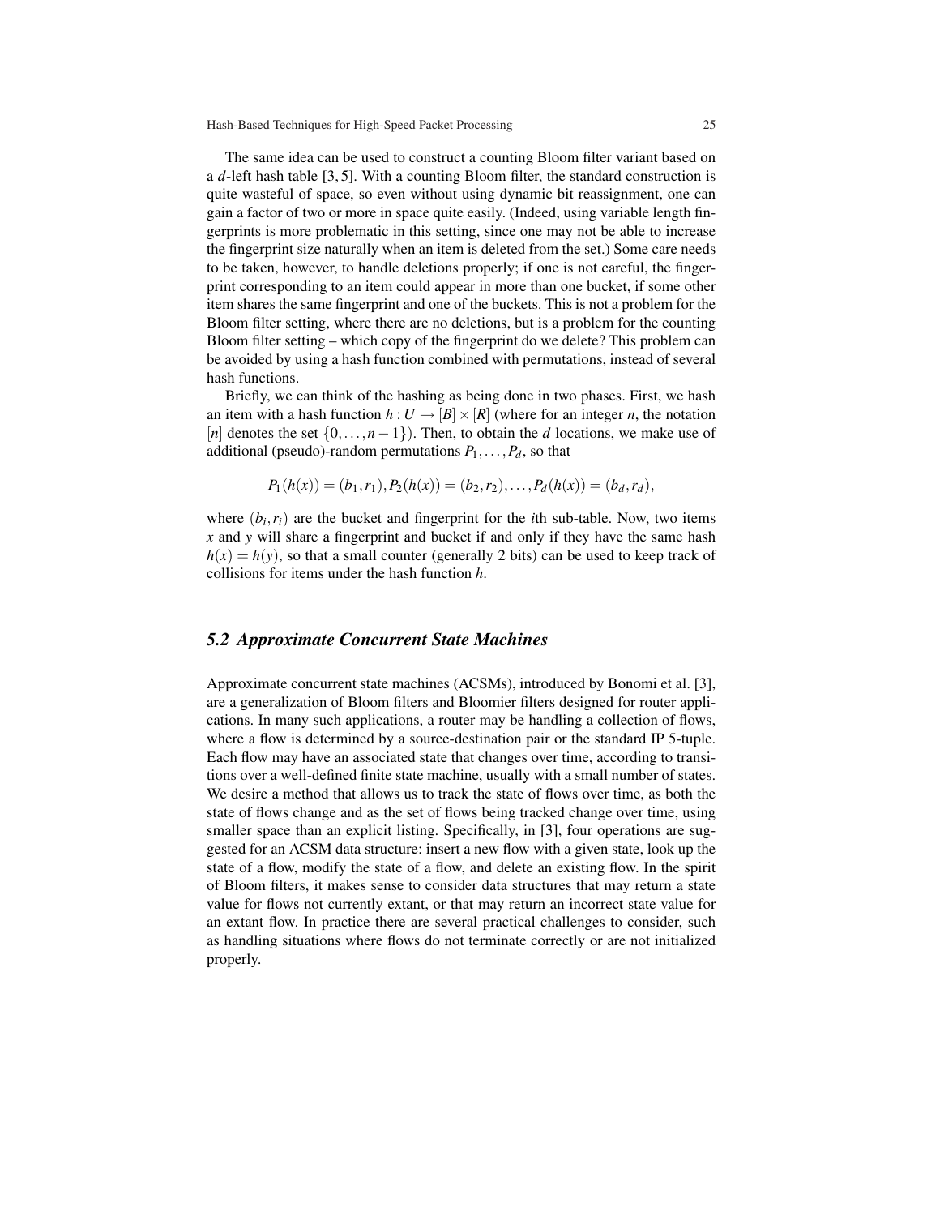The same idea can be used to construct a counting Bloom filter variant based on a $d$-left hash table [3, 5]. With a counting Bloom filter, the standard construction is quite wasteful of space, so even without using dynamic bit reassignment, one can gain a factor of two or more in space quite easily. (Indeed, using variable length fingerprints is more problematic in this setting, since one may not be able to increase the fingerprint size naturally when an item is deleted from the set.) Some care needs to be taken, however, to handle deletions properly; if one is not careful, the fingerprint corresponding to an item could appear in more than one bucket, if some other item shares the same fingerprint and one of the buckets. This is not a problem for the Bloom filter setting, where there are no deletions, but is a problem for the counting Bloom filter setting – which copy of the fingerprint do we delete? This problem can be avoided by using a hash function combined with permutations, instead of several hash functions.

Briefly, we can think of the hashing as being done in two phases. First, we hash an item with a hash function $h : U \to [B] \times [R]$ (where for an integer $n$, the notation $[n]$ denotes the set $\{0, \ldots, n-1\}$). Then, to obtain the $d$ locations, we make use of additional (pseudo)-random permutations $P_1, \ldots, P_d$, so that

$$P_1(h(x)) = (b_1, r_1), P_2(h(x)) = (b_2, r_2), \ldots, P_d(h(x)) = (b_d, r_d),$$

where $(b_i, r_i)$ are the bucket and fingerprint for the $i$th sub-table. Now, two items $x$ and $y$ will share a fingerprint and bucket if and only if they have the same hash $h(x) = h(y)$, so that a small counter (generally 2 bits) can be used to keep track of collisions for items under the hash function $h$.

### *5.2 Approximate Concurrent State Machines*

Approximate concurrent state machines (ACSMs), introduced by Bonomi et al. [3], are a generalization of Bloom filters and Bloomier filters designed for router applications. In many such applications, a router may be handling a collection of flows, where a flow is determined by a source-destination pair or the standard IP 5-tuple. Each flow may have an associated state that changes over time, according to transitions over a well-defined finite state machine, usually with a small number of states. We desire a method that allows us to track the state of flows over time, as both the state of flows change and as the set of flows being tracked change over time, using smaller space than an explicit listing. Specifically, in [3], four operations are suggested for an ACSM data structure: insert a new flow with a given state, look up the state of a flow, modify the state of a flow, and delete an existing flow. In the spirit of Bloom filters, it makes sense to consider data structures that may return a state value for flows not currently extant, or that may return an incorrect state value for an extant flow. In practice there are several practical challenges to consider, such as handling situations where flows do not terminate correctly or are not initialized properly.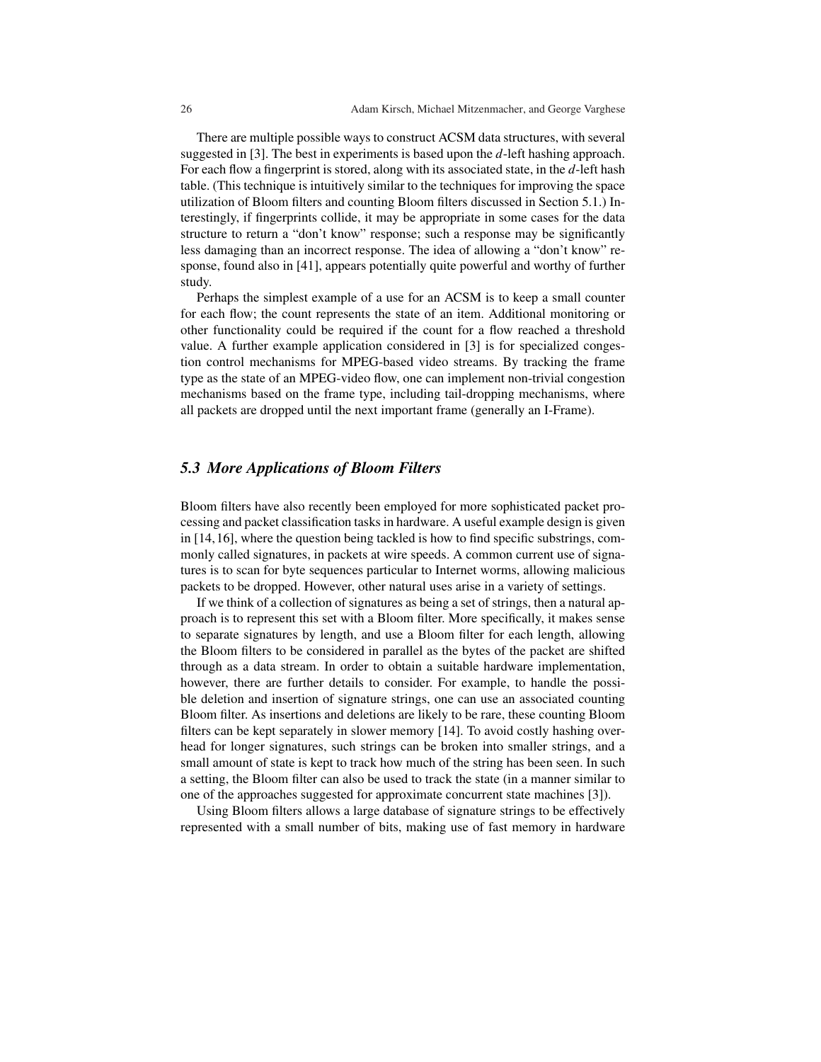There are multiple possible ways to construct ACSM data structures, with several suggested in [3]. The best in experiments is based upon the $d$-left hashing approach. For each flow a fingerprint is stored, along with its associated state, in the $d$-left hash table. (This technique is intuitively similar to the techniques for improving the space utilization of Bloom filters and counting Bloom filters discussed in Section 5.1.) Interestingly, if fingerprints collide, it may be appropriate in some cases for the data structure to return a "don't know" response; such a response may be significantly less damaging than an incorrect response. The idea of allowing a "don't know" response, found also in [41], appears potentially quite powerful and worthy of further study.

Perhaps the simplest example of a use for an ACSM is to keep a small counter for each flow; the count represents the state of an item. Additional monitoring or other functionality could be required if the count for a flow reached a threshold value. A further example application considered in [3] is for specialized congestion control mechanisms for MPEG-based video streams. By tracking the frame type as the state of an MPEG-video flow, one can implement non-trivial congestion mechanisms based on the frame type, including tail-dropping mechanisms, where all packets are dropped until the next important frame (generally an I-Frame).

### *5.3 More Applications of Bloom Filters*

Bloom filters have also recently been employed for more sophisticated packet processing and packet classification tasks in hardware. A useful example design is given in [14,16], where the question being tackled is how to find specific substrings, commonly called signatures, in packets at wire speeds. A common current use of signatures is to scan for byte sequences particular to Internet worms, allowing malicious packets to be dropped. However, other natural uses arise in a variety of settings.

If we think of a collection of signatures as being a set of strings, then a natural approach is to represent this set with a Bloom filter. More specifically, it makes sense to separate signatures by length, and use a Bloom filter for each length, allowing the Bloom filters to be considered in parallel as the bytes of the packet are shifted through as a data stream. In order to obtain a suitable hardware implementation, however, there are further details to consider. For example, to handle the possible deletion and insertion of signature strings, one can use an associated counting Bloom filter. As insertions and deletions are likely to be rare, these counting Bloom filters can be kept separately in slower memory [14]. To avoid costly hashing overhead for longer signatures, such strings can be broken into smaller strings, and a small amount of state is kept to track how much of the string has been seen. In such a setting, the Bloom filter can also be used to track the state (in a manner similar to one of the approaches suggested for approximate concurrent state machines [3]).

Using Bloom filters allows a large database of signature strings to be effectively represented with a small number of bits, making use of fast memory in hardware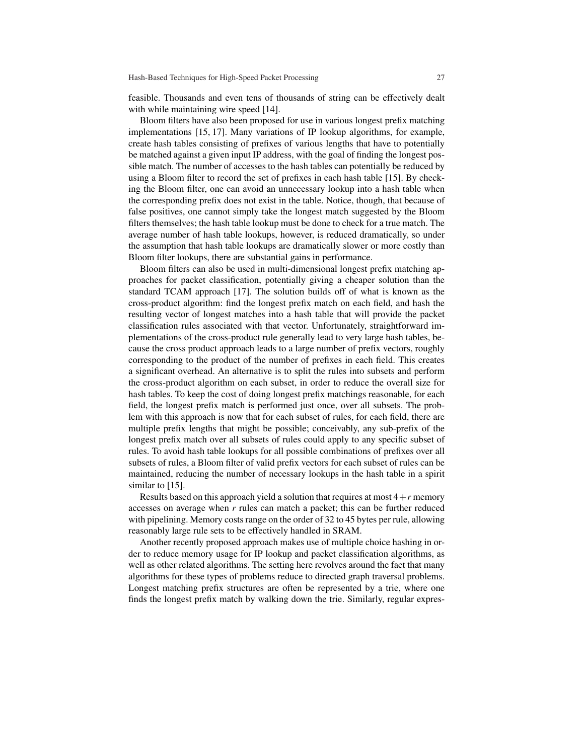feasible. Thousands and even tens of thousands of string can be effectively dealt with while maintaining wire speed [14].

Bloom filters have also been proposed for use in various longest prefix matching implementations [15, 17]. Many variations of IP lookup algorithms, for example, create hash tables consisting of prefixes of various lengths that have to potentially be matched against a given input IP address, with the goal of finding the longest possible match. The number of accesses to the hash tables can potentially be reduced by using a Bloom filter to record the set of prefixes in each hash table [15]. By checking the Bloom filter, one can avoid an unnecessary lookup into a hash table when the corresponding prefix does not exist in the table. Notice, though, that because of false positives, one cannot simply take the longest match suggested by the Bloom filters themselves; the hash table lookup must be done to check for a true match. The average number of hash table lookups, however, is reduced dramatically, so under the assumption that hash table lookups are dramatically slower or more costly than Bloom filter lookups, there are substantial gains in performance.

Bloom filters can also be used in multi-dimensional longest prefix matching approaches for packet classification, potentially giving a cheaper solution than the standard TCAM approach [17]. The solution builds off of what is known as the cross-product algorithm: find the longest prefix match on each field, and hash the resulting vector of longest matches into a hash table that will provide the packet classification rules associated with that vector. Unfortunately, straightforward implementations of the cross-product rule generally lead to very large hash tables, because the cross product approach leads to a large number of prefix vectors, roughly corresponding to the product of the number of prefixes in each field. This creates a significant overhead. An alternative is to split the rules into subsets and perform the cross-product algorithm on each subset, in order to reduce the overall size for hash tables. To keep the cost of doing longest prefix matchings reasonable, for each field, the longest prefix match is performed just once, over all subsets. The problem with this approach is now that for each subset of rules, for each field, there are multiple prefix lengths that might be possible; conceivably, any sub-prefix of the longest prefix match over all subsets of rules could apply to any specific subset of rules. To avoid hash table lookups for all possible combinations of prefixes over all subsets of rules, a Bloom filter of valid prefix vectors for each subset of rules can be maintained, reducing the number of necessary lookups in the hash table in a spirit similar to [15].

Results based on this approach yield a solution that requires at most $4+r$ memory accesses on average when $r$ rules can match a packet; this can be further reduced with pipelining. Memory costs range on the order of 32 to 45 bytes per rule, allowing reasonably large rule sets to be effectively handled in SRAM.

Another recently proposed approach makes use of multiple choice hashing in order to reduce memory usage for IP lookup and packet classification algorithms, as well as other related algorithms. The setting here revolves around the fact that many algorithms for these types of problems reduce to directed graph traversal problems. Longest matching prefix structures are often be represented by a trie, where one finds the longest prefix match by walking down the trie. Similarly, regular expres-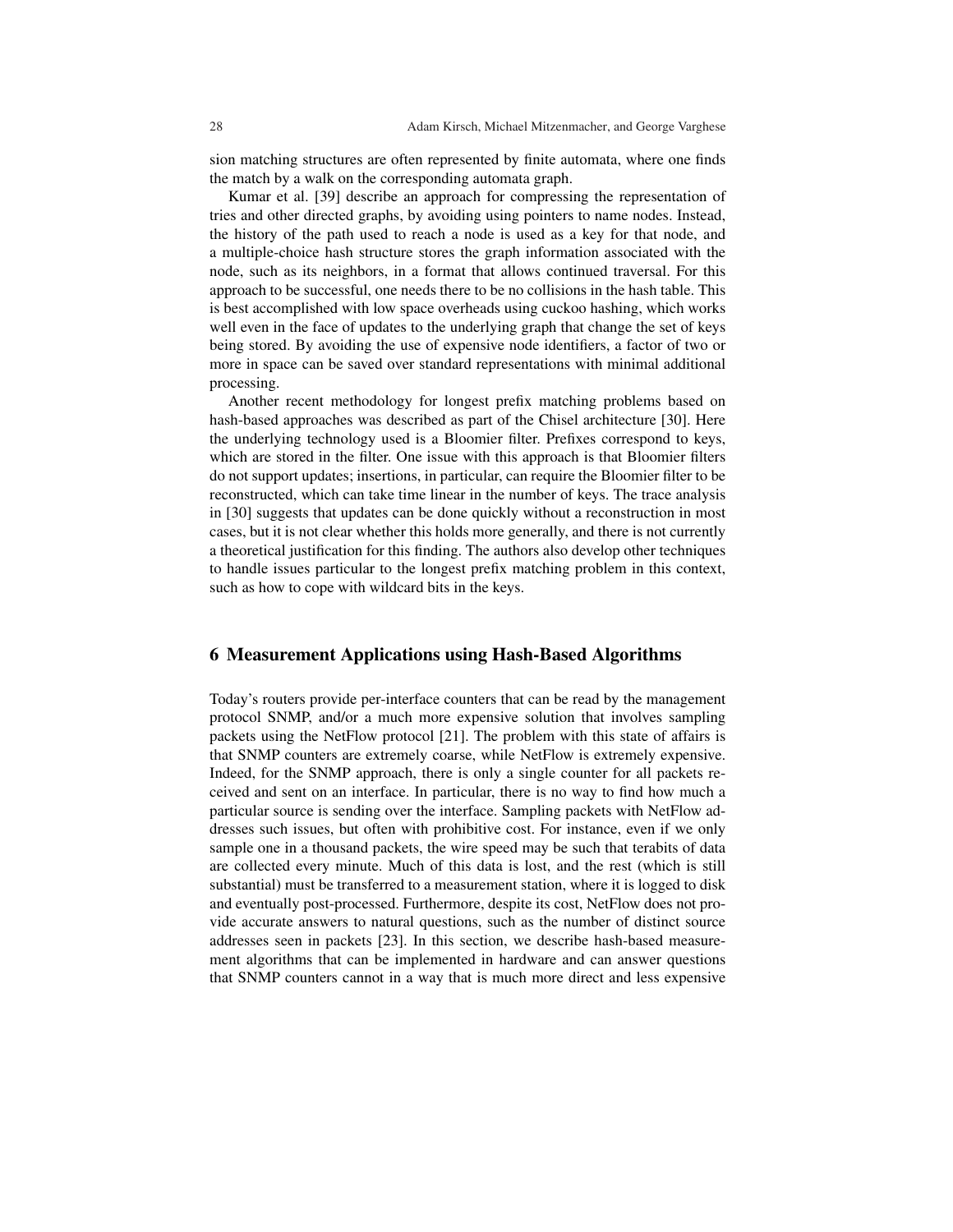sion matching structures are often represented by finite automata, where one finds the match by a walk on the corresponding automata graph.

Kumar et al. [39] describe an approach for compressing the representation of tries and other directed graphs, by avoiding using pointers to name nodes. Instead, the history of the path used to reach a node is used as a key for that node, and a multiple-choice hash structure stores the graph information associated with the node, such as its neighbors, in a format that allows continued traversal. For this approach to be successful, one needs there to be no collisions in the hash table. This is best accomplished with low space overheads using cuckoo hashing, which works well even in the face of updates to the underlying graph that change the set of keys being stored. By avoiding the use of expensive node identifiers, a factor of two or more in space can be saved over standard representations with minimal additional processing.

Another recent methodology for longest prefix matching problems based on hash-based approaches was described as part of the Chisel architecture [30]. Here the underlying technology used is a Bloomier filter. Prefixes correspond to keys, which are stored in the filter. One issue with this approach is that Bloomier filters do not support updates; insertions, in particular, can require the Bloomier filter to be reconstructed, which can take time linear in the number of keys. The trace analysis in [30] suggests that updates can be done quickly without a reconstruction in most cases, but it is not clear whether this holds more generally, and there is not currently a theoretical justification for this finding. The authors also develop other techniques to handle issues particular to the longest prefix matching problem in this context, such as how to cope with wildcard bits in the keys.

## 6 Measurement Applications using Hash-Based Algorithms

Today's routers provide per-interface counters that can be read by the management protocol SNMP, and/or a much more expensive solution that involves sampling packets using the NetFlow protocol [21]. The problem with this state of affairs is that SNMP counters are extremely coarse, while NetFlow is extremely expensive. Indeed, for the SNMP approach, there is only a single counter for all packets received and sent on an interface. In particular, there is no way to find how much a particular source is sending over the interface. Sampling packets with NetFlow addresses such issues, but often with prohibitive cost. For instance, even if we only sample one in a thousand packets, the wire speed may be such that terabits of data are collected every minute. Much of this data is lost, and the rest (which is still substantial) must be transferred to a measurement station, where it is logged to disk and eventually post-processed. Furthermore, despite its cost, NetFlow does not provide accurate answers to natural questions, such as the number of distinct source addresses seen in packets [23]. In this section, we describe hash-based measurement algorithms that can be implemented in hardware and can answer questions that SNMP counters cannot in a way that is much more direct and less expensive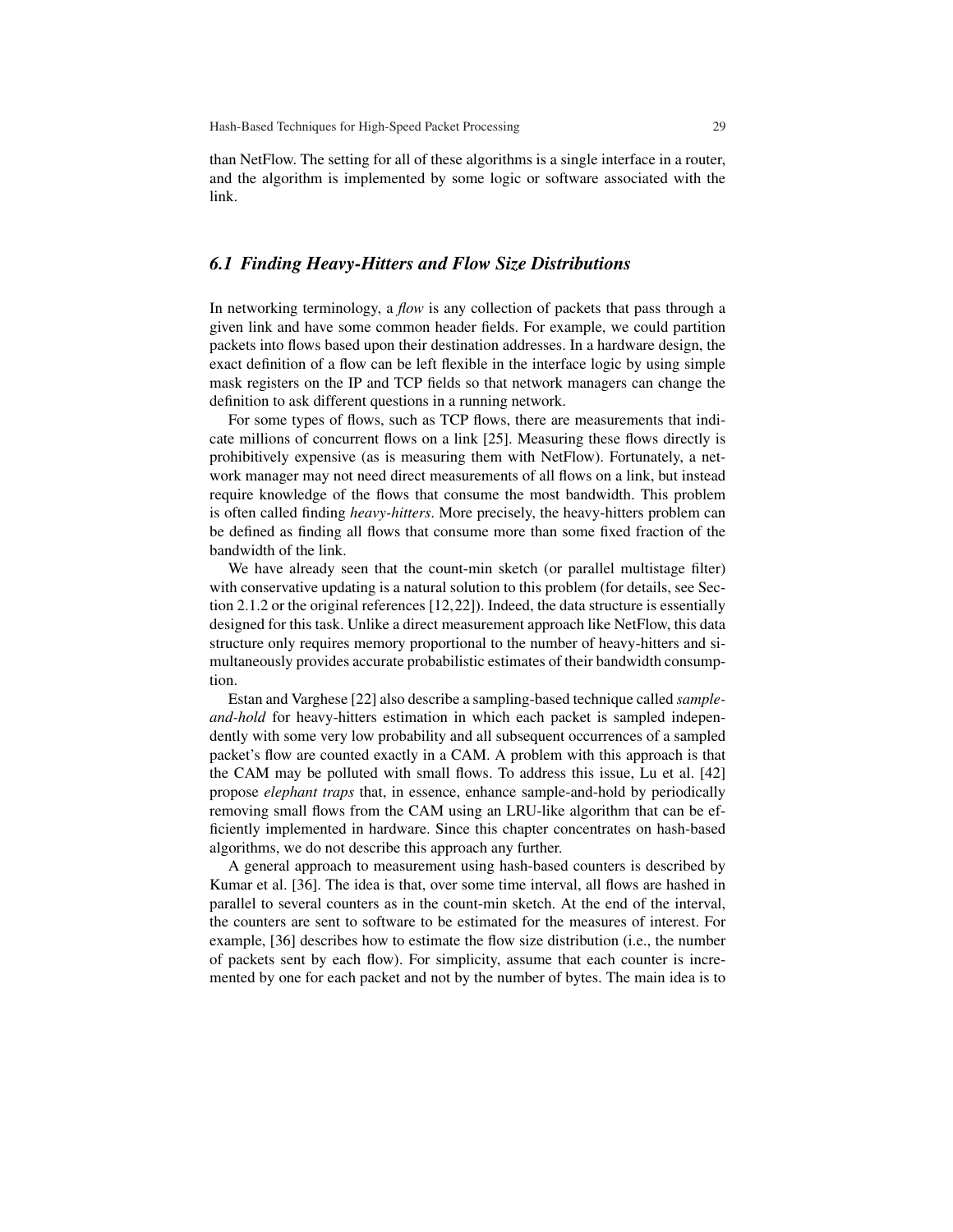than NetFlow. The setting for all of these algorithms is a single interface in a router, and the algorithm is implemented by some logic or software associated with the link.

### *6.1 Finding Heavy-Hitters and Flow Size Distributions*

In networking terminology, a *flow* is any collection of packets that pass through a given link and have some common header fields. For example, we could partition packets into flows based upon their destination addresses. In a hardware design, the exact definition of a flow can be left flexible in the interface logic by using simple mask registers on the IP and TCP fields so that network managers can change the definition to ask different questions in a running network.

For some types of flows, such as TCP flows, there are measurements that indicate millions of concurrent flows on a link [25]. Measuring these flows directly is prohibitively expensive (as is measuring them with NetFlow). Fortunately, a network manager may not need direct measurements of all flows on a link, but instead require knowledge of the flows that consume the most bandwidth. This problem is often called finding *heavy-hitters*. More precisely, the heavy-hitters problem can be defined as finding all flows that consume more than some fixed fraction of the bandwidth of the link.

We have already seen that the count-min sketch (or parallel multistage filter) with conservative updating is a natural solution to this problem (for details, see Section 2.1.2 or the original references [12,22]). Indeed, the data structure is essentially designed for this task. Unlike a direct measurement approach like NetFlow, this data structure only requires memory proportional to the number of heavy-hitters and simultaneously provides accurate probabilistic estimates of their bandwidth consumption.

Estan and Varghese [22] also describe a sampling-based technique called *sample-and-hold* for heavy-hitters estimation in which each packet is sampled independently with some very low probability and all subsequent occurrences of a sampled packet's flow are counted exactly in a CAM. A problem with this approach is that the CAM may be polluted with small flows. To address this issue, Lu et al. [42] propose *elephant traps* that, in essence, enhance sample-and-hold by periodically removing small flows from the CAM using an LRU-like algorithm that can be efficiently implemented in hardware. Since this chapter concentrates on hash-based algorithms, we do not describe this approach any further.

A general approach to measurement using hash-based counters is described by Kumar et al. [36]. The idea is that, over some time interval, all flows are hashed in parallel to several counters as in the count-min sketch. At the end of the interval, the counters are sent to software to be estimated for the measures of interest. For example, [36] describes how to estimate the flow size distribution (i.e., the number of packets sent by each flow). For simplicity, assume that each counter is incremented by one for each packet and not by the number of bytes. The main idea is to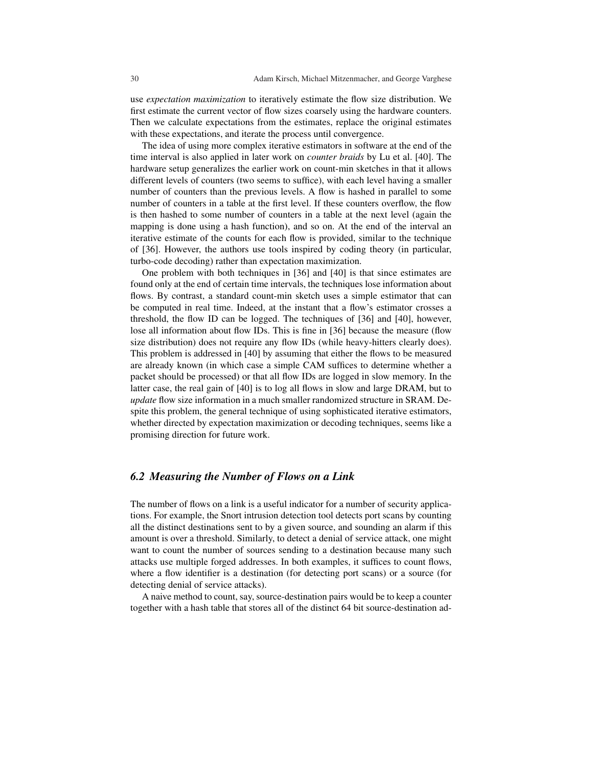use *expectation maximization* to iteratively estimate the flow size distribution. We first estimate the current vector of flow sizes coarsely using the hardware counters. Then we calculate expectations from the estimates, replace the original estimates with these expectations, and iterate the process until convergence.

The idea of using more complex iterative estimators in software at the end of the time interval is also applied in later work on *counter braids* by Lu et al. [40]. The hardware setup generalizes the earlier work on count-min sketches in that it allows different levels of counters (two seems to suffice), with each level having a smaller number of counters than the previous levels. A flow is hashed in parallel to some number of counters in a table at the first level. If these counters overflow, the flow is then hashed to some number of counters in a table at the next level (again the mapping is done using a hash function), and so on. At the end of the interval an iterative estimate of the counts for each flow is provided, similar to the technique of [36]. However, the authors use tools inspired by coding theory (in particular, turbo-code decoding) rather than expectation maximization.

One problem with both techniques in [36] and [40] is that since estimates are found only at the end of certain time intervals, the techniques lose information about flows. By contrast, a standard count-min sketch uses a simple estimator that can be computed in real time. Indeed, at the instant that a flow's estimator crosses a threshold, the flow ID can be logged. The techniques of [36] and [40], however, lose all information about flow IDs. This is fine in [36] because the measure (flow size distribution) does not require any flow IDs (while heavy-hitters clearly does). This problem is addressed in [40] by assuming that either the flows to be measured are already known (in which case a simple CAM suffices to determine whether a packet should be processed) or that all flow IDs are logged in slow memory. In the latter case, the real gain of [40] is to log all flows in slow and large DRAM, but to *update* flow size information in a much smaller randomized structure in SRAM. Despite this problem, the general technique of using sophisticated iterative estimators, whether directed by expectation maximization or decoding techniques, seems like a promising direction for future work.

### 6.2 Measuring the Number of Flows on a Link

The number of flows on a link is a useful indicator for a number of security applications. For example, the Snort intrusion detection tool detects port scans by counting all the distinct destinations sent to by a given source, and sounding an alarm if this amount is over a threshold. Similarly, to detect a denial of service attack, one might want to count the number of sources sending to a destination because many such attacks use multiple forged addresses. In both examples, it suffices to count flows, where a flow identifier is a destination (for detecting port scans) or a source (for detecting denial of service attacks).

A naive method to count, say, source-destination pairs would be to keep a counter together with a hash table that stores all of the distinct 64 bit source-destination ad-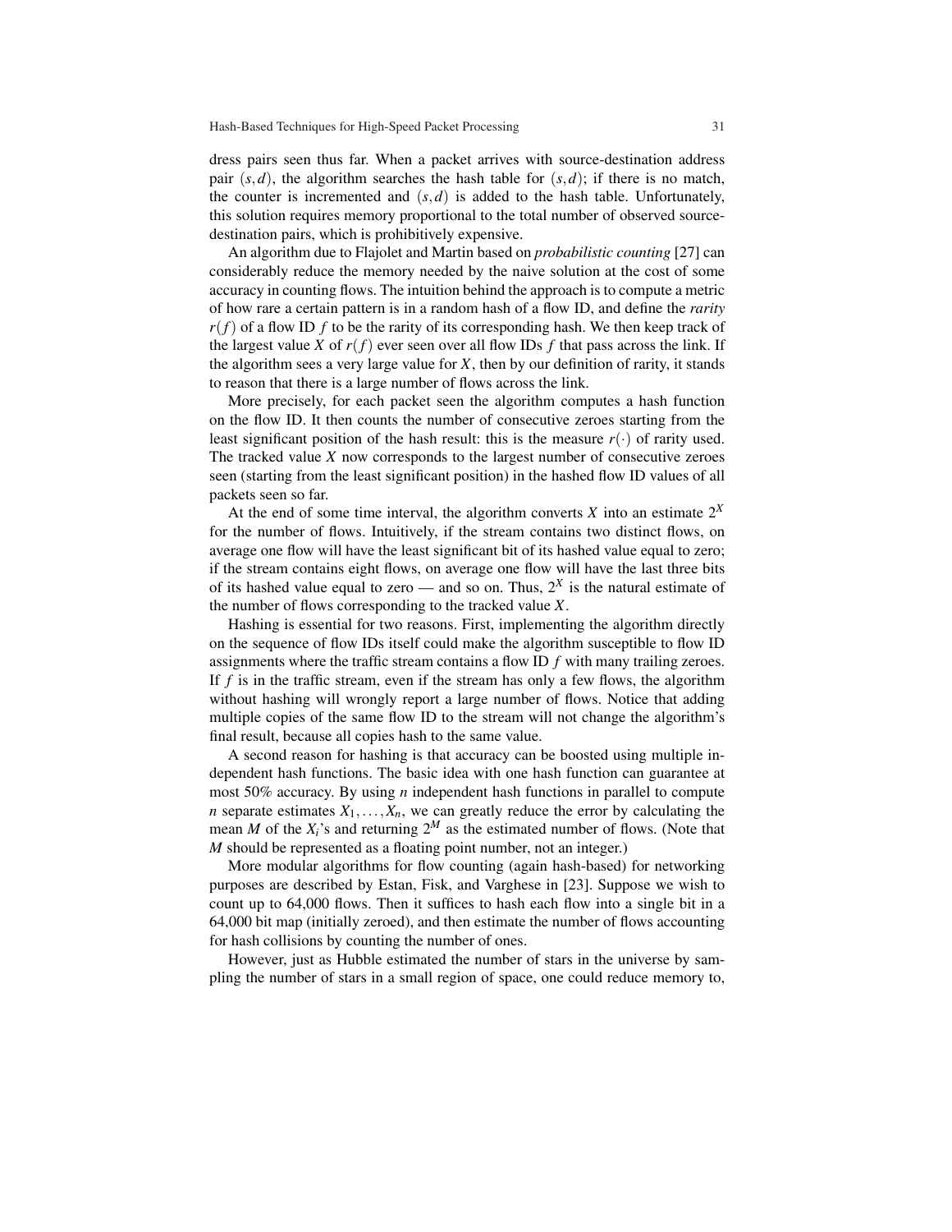dress pairs seen thus far. When a packet arrives with source-destination address pair $(s,d)$, the algorithm searches the hash table for $(s,d)$; if there is no match, the counter is incremented and $(s,d)$ is added to the hash table. Unfortunately, this solution requires memory proportional to the total number of observed source-destination pairs, which is prohibitively expensive.

An algorithm due to Flajolet and Martin based on *probabilistic counting* [27] can considerably reduce the memory needed by the naive solution at the cost of some accuracy in counting flows. The intuition behind the approach is to compute a metric of how rare a certain pattern is in a random hash of a flow ID, and define the *rarity* $r(f)$ of a flow ID $f$ to be the rarity of its corresponding hash. We then keep track of the largest value $X$ of $r(f)$ ever seen over all flow IDs $f$ that pass across the link. If the algorithm sees a very large value for $X$, then by our definition of rarity, it stands to reason that there is a large number of flows across the link.

More precisely, for each packet seen the algorithm computes a hash function on the flow ID. It then counts the number of consecutive zeroes starting from the least significant position of the hash result: this is the measure $r(\cdot)$ of rarity used. The tracked value $X$ now corresponds to the largest number of consecutive zeroes seen (starting from the least significant position) in the hashed flow ID values of all packets seen so far.

At the end of some time interval, the algorithm converts $X$ into an estimate $2^X$ for the number of flows. Intuitively, if the stream contains two distinct flows, on average one flow will have the least significant bit of its hashed value equal to zero; if the stream contains eight flows, on average one flow will have the last three bits of its hashed value equal to zero — and so on. Thus, $2^X$ is the natural estimate of the number of flows corresponding to the tracked value $X$.

Hashing is essential for two reasons. First, implementing the algorithm directly on the sequence of flow IDs itself could make the algorithm susceptible to flow ID assignments where the traffic stream contains a flow ID $f$ with many trailing zeroes. If $f$ is in the traffic stream, even if the stream has only a few flows, the algorithm without hashing will wrongly report a large number of flows. Notice that adding multiple copies of the same flow ID to the stream will not change the algorithm's final result, because all copies hash to the same value.

A second reason for hashing is that accuracy can be boosted using multiple independent hash functions. The basic idea with one hash function can guarantee at most 50% accuracy. By using $n$ independent hash functions in parallel to compute $n$ separate estimates $X_1,\ldots,X_n$, we can greatly reduce the error by calculating the mean $M$ of the $X_i$'s and returning $2^M$ as the estimated number of flows. (Note that $M$ should be represented as a floating point number, not an integer.)

More modular algorithms for flow counting (again hash-based) for networking purposes are described by Estan, Fisk, and Varghese in [23]. Suppose we wish to count up to 64,000 flows. Then it suffices to hash each flow into a single bit in a 64,000 bit map (initially zeroed), and then estimate the number of flows accounting for hash collisions by counting the number of ones.

However, just as Hubble estimated the number of stars in the universe by sampling the number of stars in a small region of space, one could reduce memory to,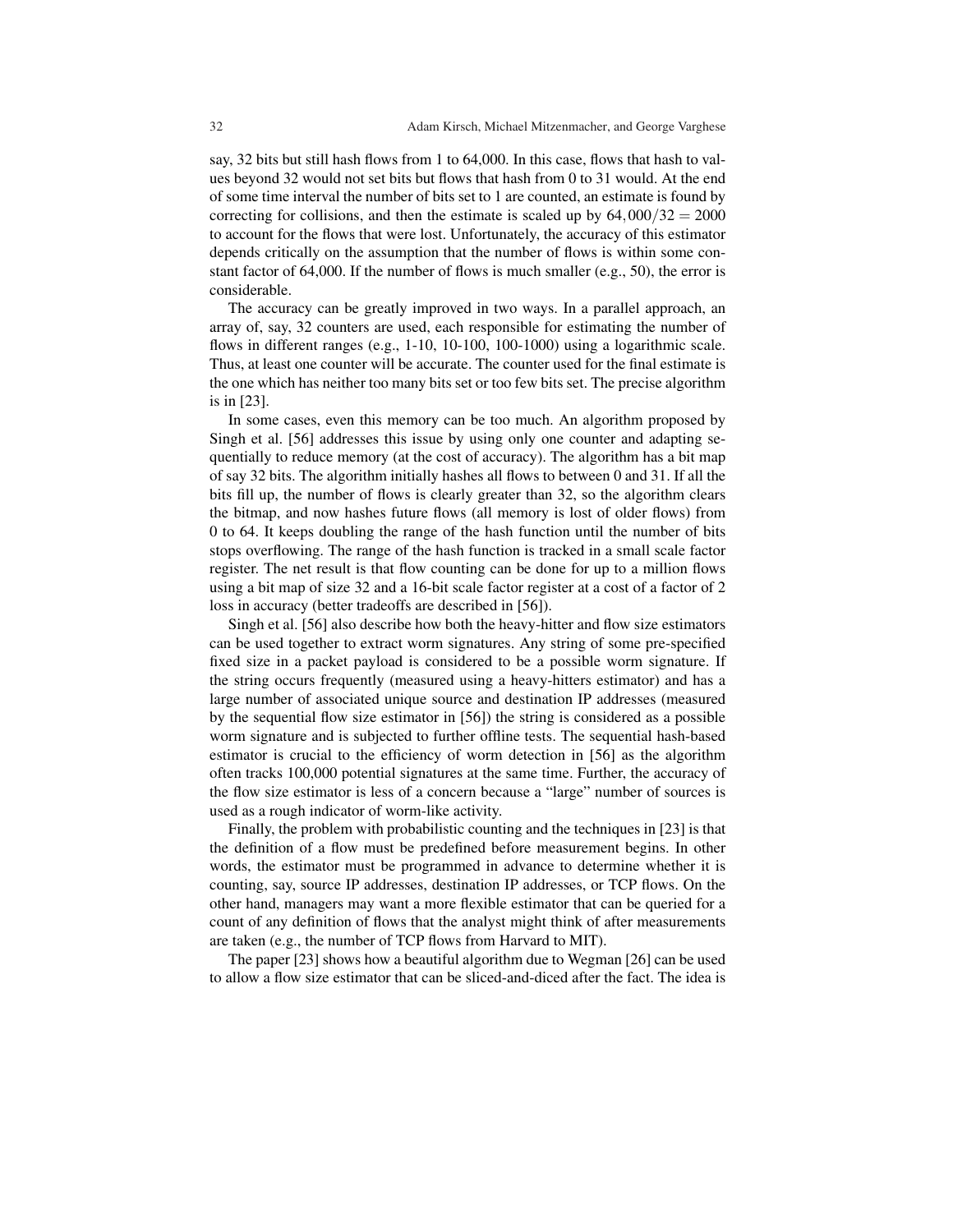say, 32 bits but still hash flows from 1 to 64,000. In this case, flows that hash to values beyond 32 would not set bits but flows that hash from 0 to 31 would. At the end of some time interval the number of bits set to 1 are counted, an estimate is found by correcting for collisions, and then the estimate is scaled up by $64,000/32 = 2000$ to account for the flows that were lost. Unfortunately, the accuracy of this estimator depends critically on the assumption that the number of flows is within some constant factor of 64,000. If the number of flows is much smaller (e.g., 50), the error is considerable.

The accuracy can be greatly improved in two ways. In a parallel approach, an array of, say, 32 counters are used, each responsible for estimating the number of flows in different ranges (e.g., 1-10, 10-100, 100-1000) using a logarithmic scale. Thus, at least one counter will be accurate. The counter used for the final estimate is the one which has neither too many bits set or too few bits set. The precise algorithm is in [23].

In some cases, even this memory can be too much. An algorithm proposed by Singh et al. [56] addresses this issue by using only one counter and adapting sequentially to reduce memory (at the cost of accuracy). The algorithm has a bit map of say 32 bits. The algorithm initially hashes all flows to between 0 and 31. If all the bits fill up, the number of flows is clearly greater than 32, so the algorithm clears the bitmap, and now hashes future flows (all memory is lost of older flows) from 0 to 64. It keeps doubling the range of the hash function until the number of bits stops overflowing. The range of the hash function is tracked in a small scale factor register. The net result is that flow counting can be done for up to a million flows using a bit map of size 32 and a 16-bit scale factor register at a cost of a factor of 2 loss in accuracy (better tradeoffs are described in [56]).

Singh et al. [56] also describe how both the heavy-hitter and flow size estimators can be used together to extract worm signatures. Any string of some pre-specified fixed size in a packet payload is considered to be a possible worm signature. If the string occurs frequently (measured using a heavy-hitters estimator) and has a large number of associated unique source and destination IP addresses (measured by the sequential flow size estimator in [56]) the string is considered as a possible worm signature and is subjected to further offline tests. The sequential hash-based estimator is crucial to the efficiency of worm detection in [56] as the algorithm often tracks 100,000 potential signatures at the same time. Further, the accuracy of the flow size estimator is less of a concern because a "large" number of sources is used as a rough indicator of worm-like activity.

Finally, the problem with probabilistic counting and the techniques in [23] is that the definition of a flow must be predefined before measurement begins. In other words, the estimator must be programmed in advance to determine whether it is counting, say, source IP addresses, destination IP addresses, or TCP flows. On the other hand, managers may want a more flexible estimator that can be queried for a count of any definition of flows that the analyst might think of after measurements are taken (e.g., the number of TCP flows from Harvard to MIT).

The paper [23] shows how a beautiful algorithm due to Wegman [26] can be used to allow a flow size estimator that can be sliced-and-diced after the fact. The idea is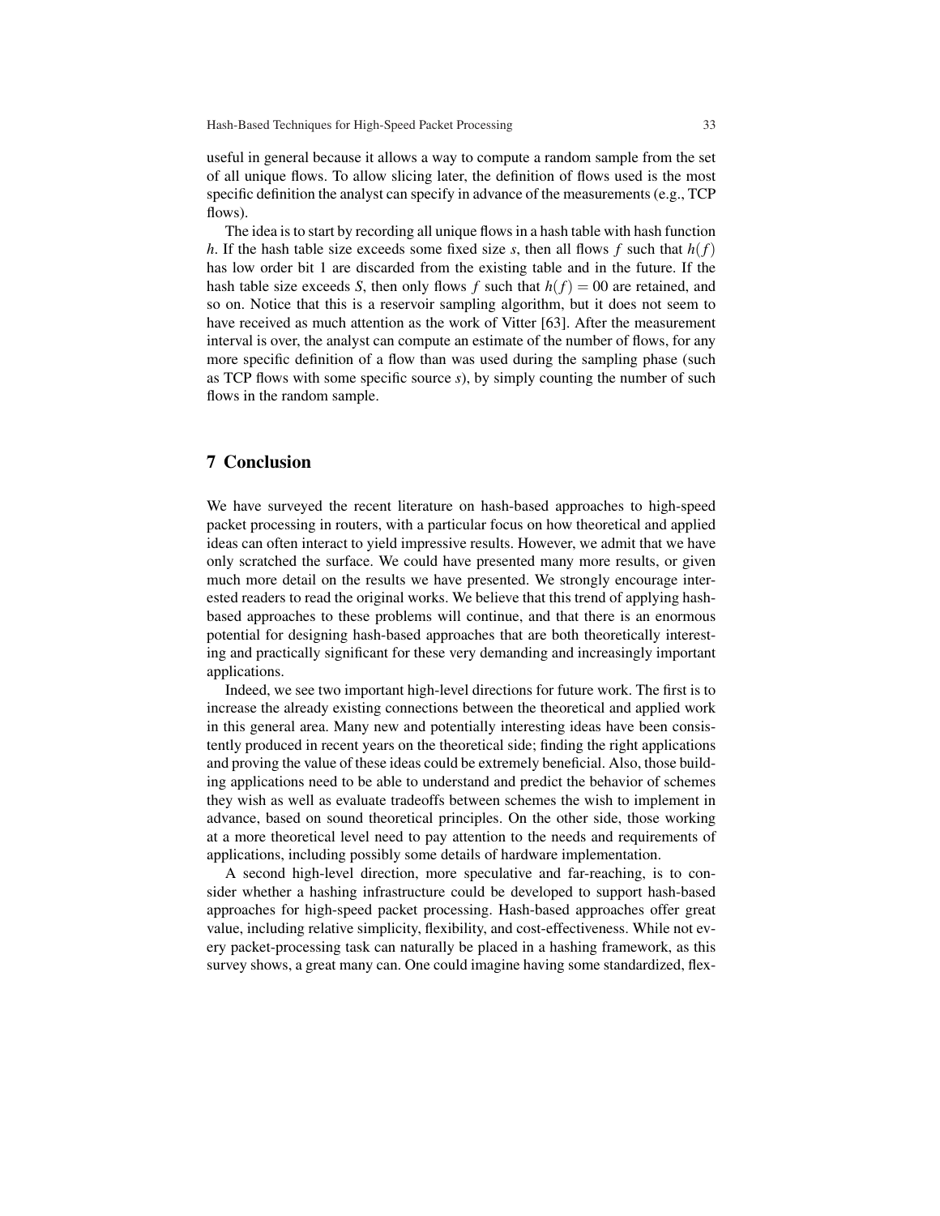useful in general because it allows a way to compute a random sample from the set of all unique flows. To allow slicing later, the definition of flows used is the most specific definition the analyst can specify in advance of the measurements (e.g., TCP flows).

The idea is to start by recording all unique flows in a hash table with hash function $h$. If the hash table size exceeds some fixed size $s$, then all flows $f$ such that $h(f)$ has low order bit 1 are discarded from the existing table and in the future. If the hash table size exceeds $S$, then only flows $f$ such that $h(f) = 00$ are retained, and so on. Notice that this is a reservoir sampling algorithm, but it does not seem to have received as much attention as the work of Vitter [63]. After the measurement interval is over, the analyst can compute an estimate of the number of flows, for any more specific definition of a flow than was used during the sampling phase (such as TCP flows with some specific source $s$), by simply counting the number of such flows in the random sample.

## 7 Conclusion

We have surveyed the recent literature on hash-based approaches to high-speed packet processing in routers, with a particular focus on how theoretical and applied ideas can often interact to yield impressive results. However, we admit that we have only scratched the surface. We could have presented many more results, or given much more detail on the results we have presented. We strongly encourage interested readers to read the original works. We believe that this trend of applying hash-based approaches to these problems will continue, and that there is an enormous potential for designing hash-based approaches that are both theoretically interesting and practically significant for these very demanding and increasingly important applications.

Indeed, we see two important high-level directions for future work. The first is to increase the already existing connections between the theoretical and applied work in this general area. Many new and potentially interesting ideas have been consistently produced in recent years on the theoretical side; finding the right applications and proving the value of these ideas could be extremely beneficial. Also, those building applications need to be able to understand and predict the behavior of schemes they wish as well as evaluate tradeoffs between schemes the wish to implement in advance, based on sound theoretical principles. On the other side, those working at a more theoretical level need to pay attention to the needs and requirements of applications, including possibly some details of hardware implementation.

A second high-level direction, more speculative and far-reaching, is to consider whether a hashing infrastructure could be developed to support hash-based approaches for high-speed packet processing. Hash-based approaches offer great value, including relative simplicity, flexibility, and cost-effectiveness. While not every packet-processing task can naturally be placed in a hashing framework, as this survey shows, a great many can. One could imagine having some standardized, flex-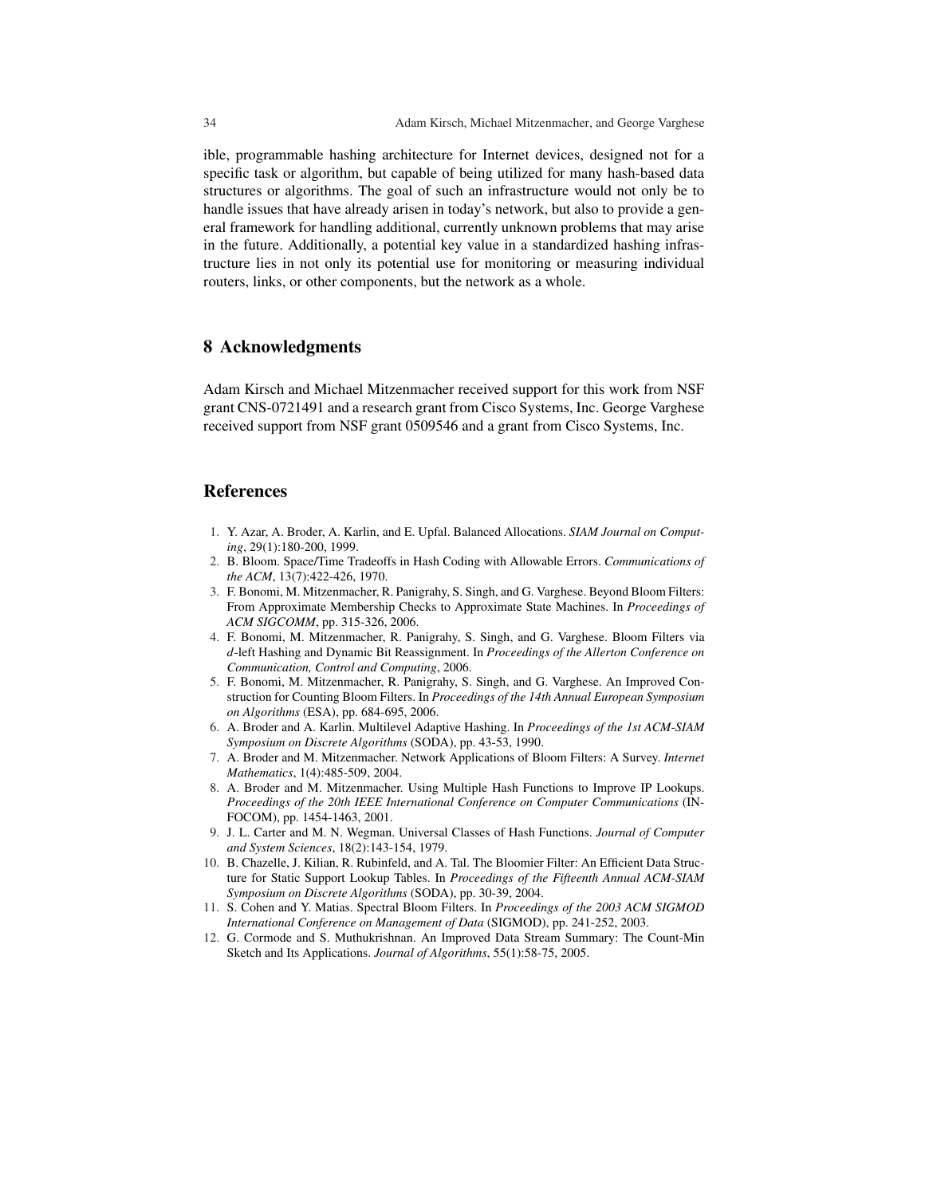ible, programmable hashing architecture for Internet devices, designed not for a specific task or algorithm, but capable of being utilized for many hash-based data structures or algorithms. The goal of such an infrastructure would not only be to handle issues that have already arisen in today's network, but also to provide a general framework for handling additional, currently unknown problems that may arise in the future. Additionally, a potential key value in a standardized hashing infrastructure lies in not only its potential use for monitoring or measuring individual routers, links, or other components, but the network as a whole.

## 8 Acknowledgments

Adam Kirsch and Michael Mitzenmacher received support for this work from NSF grant CNS-0721491 and a research grant from Cisco Systems, Inc. George Varghese received support from NSF grant 0509546 and a grant from Cisco Systems, Inc.

## References

1. Y. Azar, A. Broder, A. Karlin, and E. Upfal. Balanced Allocations. *SIAM Journal on Computing*, 29(1):180-200, 1999.
2. B. Bloom. Space/Time Tradeoffs in Hash Coding with Allowable Errors. *Communications of the ACM*, 13(7):422-426, 1970.
3. F. Bonomi, M. Mitzenmacher, R. Panigrahy, S. Singh, and G. Varghese. Beyond Bloom Filters: From Approximate Membership Checks to Approximate State Machines. In *Proceedings of ACM SIGCOMM*, pp. 315-326, 2006.
4. F. Bonomi, M. Mitzenmacher, R. Panigrahy, S. Singh, and G. Varghese. Bloom Filters via $d$-left Hashing and Dynamic Bit Reassignment. In *Proceedings of the Allerton Conference on Communication, Control and Computing*, 2006.
5. F. Bonomi, M. Mitzenmacher, R. Panigrahy, S. Singh, and G. Varghese. An Improved Construction for Counting Bloom Filters. In *Proceedings of the 14th Annual European Symposium on Algorithms* (ESA), pp. 684-695, 2006.
6. A. Broder and A. Karlin. Multilevel Adaptive Hashing. In *Proceedings of the 1st ACM-SIAM Symposium on Discrete Algorithms* (SODA), pp. 43-53, 1990.
7. A. Broder and M. Mitzenmacher. Network Applications of Bloom Filters: A Survey. *Internet Mathematics*, 1(4):485-509, 2004.
8. A. Broder and M. Mitzenmacher. Using Multiple Hash Functions to Improve IP Lookups. *Proceedings of the 20th IEEE International Conference on Computer Communications* (INFOCOM), pp. 1454-1463, 2001.
9. J. L. Carter and M. N. Wegman. Universal Classes of Hash Functions. *Journal of Computer and System Sciences*, 18(2):143-154, 1979.
10. B. Chazelle, J. Kilian, R. Rubinfeld, and A. Tal. The Bloomier Filter: An Efficient Data Structure for Static Support Lookup Tables. In *Proceedings of the Fifteenth Annual ACM-SIAM Symposium on Discrete Algorithms* (SODA), pp. 30-39, 2004.
11. S. Cohen and Y. Matias. Spectral Bloom Filters. In *Proceedings of the 2003 ACM SIGMOD International Conference on Management of Data* (SIGMOD), pp. 241-252, 2003.
12. G. Cormode and S. Muthukrishnan. An Improved Data Stream Summary: The Count-Min Sketch and Its Applications. *Journal of Algorithms*, 55(1):58-75, 2005.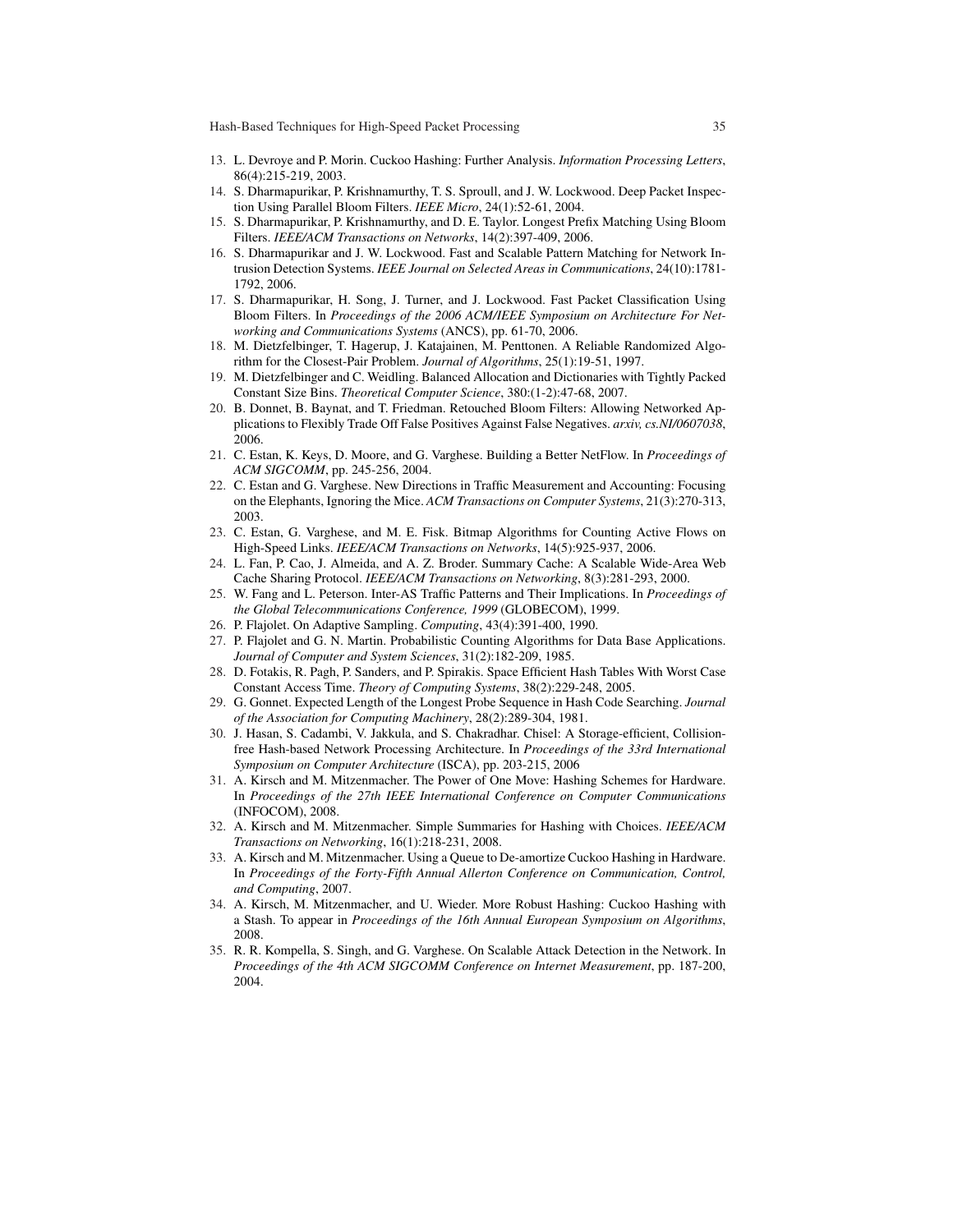13. L. Devroye and P. Morin. Cuckoo Hashing: Further Analysis. *Information Processing Letters*, 86(4):215-219, 2003.
14. S. Dharmapurikar, P. Krishnamurthy, T. S. Sproull, and J. W. Lockwood. Deep Packet Inspection Using Parallel Bloom Filters. *IEEE Micro*, 24(1):52-61, 2004.
15. S. Dharmapurikar, P. Krishnamurthy, and D. E. Taylor. Longest Prefix Matching Using Bloom Filters. *IEEE/ACM Transactions on Networks*, 14(2):397-409, 2006.
16. S. Dharmapurikar and J. W. Lockwood. Fast and Scalable Pattern Matching for Network Intrusion Detection Systems. *IEEE Journal on Selected Areas in Communications*, 24(10):1781-1792, 2006.
17. S. Dharmapurikar, H. Song, J. Turner, and J. Lockwood. Fast Packet Classification Using Bloom Filters. In *Proceedings of the 2006 ACM/IEEE Symposium on Architecture For Networking and Communications Systems* (ANCS), pp. 61-70, 2006.
18. M. Dietzfelbinger, T. Hagerup, J. Katajainen, M. Penttonen. A Reliable Randomized Algorithm for the Closest-Pair Problem. *Journal of Algorithms*, 25(1):19-51, 1997.
19. M. Dietzfelbinger and C. Weidling. Balanced Allocation and Dictionaries with Tightly Packed Constant Size Bins. *Theoretical Computer Science*, 380:(1-2):47-68, 2007.
20. B. Donnet, B. Baynat, and T. Friedman. Retouched Bloom Filters: Allowing Networked Applications to Flexibly Trade Off False Positives Against False Negatives. *arxiv, cs.NI/0607038*, 2006.
21. C. Estan, K. Keys, D. Moore, and G. Varghese. Building a Better NetFlow. In *Proceedings of ACM SIGCOMM*, pp. 245-256, 2004.
22. C. Estan and G. Varghese. New Directions in Traffic Measurement and Accounting: Focusing on the Elephants, Ignoring the Mice. *ACM Transactions on Computer Systems*, 21(3):270-313, 2003.
23. C. Estan, G. Varghese, and M. E. Fisk. Bitmap Algorithms for Counting Active Flows on High-Speed Links. *IEEE/ACM Transactions on Networks*, 14(5):925-937, 2006.
24. L. Fan, P. Cao, J. Almeida, and A. Z. Broder. Summary Cache: A Scalable Wide-Area Web Cache Sharing Protocol. *IEEE/ACM Transactions on Networking*, 8(3):281-293, 2000.
25. W. Fang and L. Peterson. Inter-AS Traffic Patterns and Their Implications. In *Proceedings of the Global Telecommunications Conference, 1999* (GLOBECOM), 1999.
26. P. Flajolet. On Adaptive Sampling. *Computing*, 43(4):391-400, 1990.
27. P. Flajolet and G. N. Martin. Probabilistic Counting Algorithms for Data Base Applications. *Journal of Computer and System Sciences*, 31(2):182-209, 1985.
28. D. Fotakis, R. Pagh, P. Sanders, and P. Spirakis. Space Efficient Hash Tables With Worst Case Constant Access Time. *Theory of Computing Systems*, 38(2):229-248, 2005.
29. G. Gonnet. Expected Length of the Longest Probe Sequence in Hash Code Searching. *Journal of the Association for Computing Machinery*, 28(2):289-304, 1981.
30. J. Hasan, S. Cadambi, V. Jakkula, and S. Chakradhar. Chisel: A Storage-efficient, Collision-free Hash-based Network Processing Architecture. In *Proceedings of the 33rd International Symposium on Computer Architecture* (ISCA), pp. 203-215, 2006
31. A. Kirsch and M. Mitzenmacher. The Power of One Move: Hashing Schemes for Hardware. In *Proceedings of the 27th IEEE International Conference on Computer Communications* (INFOCOM), 2008.
32. A. Kirsch and M. Mitzenmacher. Simple Summaries for Hashing with Choices. *IEEE/ACM Transactions on Networking*, 16(1):218-231, 2008.
33. A. Kirsch and M. Mitzenmacher. Using a Queue to De-amortize Cuckoo Hashing in Hardware. In *Proceedings of the Forty-Fifth Annual Allerton Conference on Communication, Control, and Computing*, 2007.
34. A. Kirsch, M. Mitzenmacher, and U. Wieder. More Robust Hashing: Cuckoo Hashing with a Stash. To appear in *Proceedings of the 16th Annual European Symposium on Algorithms*, 2008.
35. R. R. Kompella, S. Singh, and G. Varghese. On Scalable Attack Detection in the Network. In *Proceedings of the 4th ACM SIGCOMM Conference on Internet Measurement*, pp. 187-200, 2004.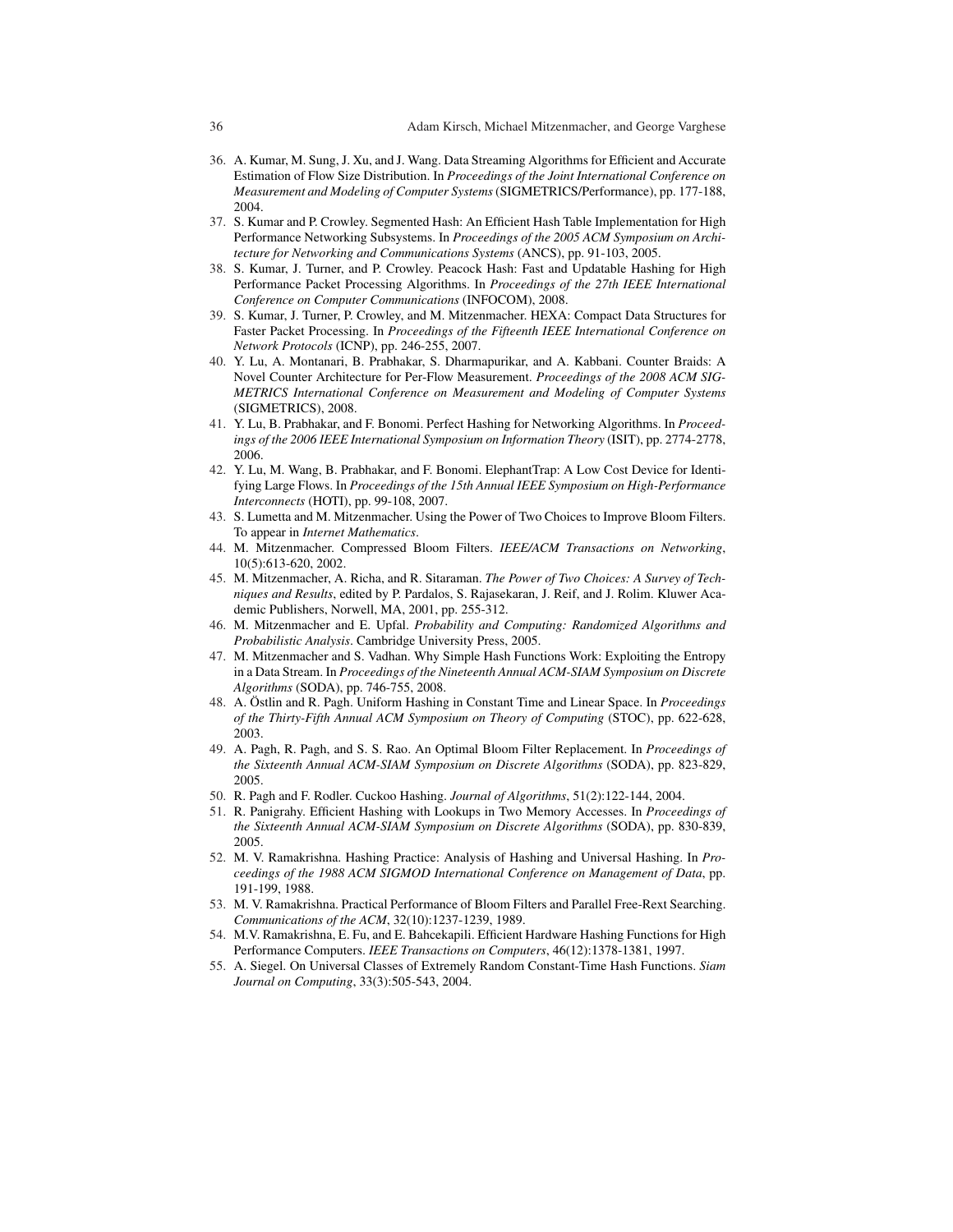36. A. Kumar, M. Sung, J. Xu, and J. Wang. Data Streaming Algorithms for Efficient and Accurate Estimation of Flow Size Distribution. In *Proceedings of the Joint International Conference on Measurement and Modeling of Computer Systems* (SIGMETRICS/Performance), pp. 177-188, 2004.
37. S. Kumar and P. Crowley. Segmented Hash: An Efficient Hash Table Implementation for High Performance Networking Subsystems. In *Proceedings of the 2005 ACM Symposium on Architecture for Networking and Communications Systems* (ANCS), pp. 91-103, 2005.
38. S. Kumar, J. Turner, and P. Crowley. Peacock Hash: Fast and Updatable Hashing for High Performance Packet Processing Algorithms. In *Proceedings of the 27th IEEE International Conference on Computer Communications* (INFOCOM), 2008.
39. S. Kumar, J. Turner, P. Crowley, and M. Mitzenmacher. HEXA: Compact Data Structures for Faster Packet Processing. In *Proceedings of the Fifteenth IEEE International Conference on Network Protocols* (ICNP), pp. 246-255, 2007.
40. Y. Lu, A. Montanari, B. Prabhakar, S. Dharmapurikar, and A. Kabbani. Counter Braids: A Novel Counter Architecture for Per-Flow Measurement. *Proceedings of the 2008 ACM SIGMETRICS International Conference on Measurement and Modeling of Computer Systems* (SIGMETRICS), 2008.
41. Y. Lu, B. Prabhakar, and F. Bonomi. Perfect Hashing for Networking Algorithms. In *Proceedings of the 2006 IEEE International Symposium on Information Theory* (ISIT), pp. 2774-2778, 2006.
42. Y. Lu, M. Wang, B. Prabhakar, and F. Bonomi. ElephantTrap: A Low Cost Device for Identifying Large Flows. In *Proceedings of the 15th Annual IEEE Symposium on High-Performance Interconnects* (HOTI), pp. 99-108, 2007.
43. S. Lumetta and M. Mitzenmacher. Using the Power of Two Choices to Improve Bloom Filters. To appear in *Internet Mathematics*.
44. M. Mitzenmacher. Compressed Bloom Filters. *IEEE/ACM Transactions on Networking*, 10(5):613-620, 2002.
45. M. Mitzenmacher, A. Richa, and R. Sitaraman. *The Power of Two Choices: A Survey of Techniques and Results*, edited by P. Pardalos, S. Rajasekaran, J. Reif, and J. Rolim. Kluwer Academic Publishers, Norwell, MA, 2001, pp. 255-312.
46. M. Mitzenmacher and E. Upfal. *Probability and Computing: Randomized Algorithms and Probabilistic Analysis*. Cambridge University Press, 2005.
47. M. Mitzenmacher and S. Vadhan. Why Simple Hash Functions Work: Exploiting the Entropy in a Data Stream. In *Proceedings of the Nineteenth Annual ACM-SIAM Symposium on Discrete Algorithms* (SODA), pp. 746-755, 2008.
48. A. Östlin and R. Pagh. Uniform Hashing in Constant Time and Linear Space. In *Proceedings of the Thirty-Fifth Annual ACM Symposium on Theory of Computing* (STOC), pp. 622-628, 2003.
49. A. Pagh, R. Pagh, and S. S. Rao. An Optimal Bloom Filter Replacement. In *Proceedings of the Sixteenth Annual ACM-SIAM Symposium on Discrete Algorithms* (SODA), pp. 823-829, 2005.
50. R. Pagh and F. Rodler. Cuckoo Hashing. *Journal of Algorithms*, 51(2):122-144, 2004.
51. R. Panigrahy. Efficient Hashing with Lookups in Two Memory Accesses. In *Proceedings of the Sixteenth Annual ACM-SIAM Symposium on Discrete Algorithms* (SODA), pp. 830-839, 2005.
52. M. V. Ramakrishna. Hashing Practice: Analysis of Hashing and Universal Hashing. In *Proceedings of the 1988 ACM SIGMOD International Conference on Management of Data*, pp. 191-199, 1988.
53. M. V. Ramakrishna. Practical Performance of Bloom Filters and Parallel Free-Rext Searching. *Communications of the ACM*, 32(10):1237-1239, 1989.
54. M.V. Ramakrishna, E. Fu, and E. Bahcekapili. Efficient Hardware Hashing Functions for High Performance Computers. *IEEE Transactions on Computers*, 46(12):1378-1381, 1997.
55. A. Siegel. On Universal Classes of Extremely Random Constant-Time Hash Functions. *Siam Journal on Computing*, 33(3):505-543, 2004.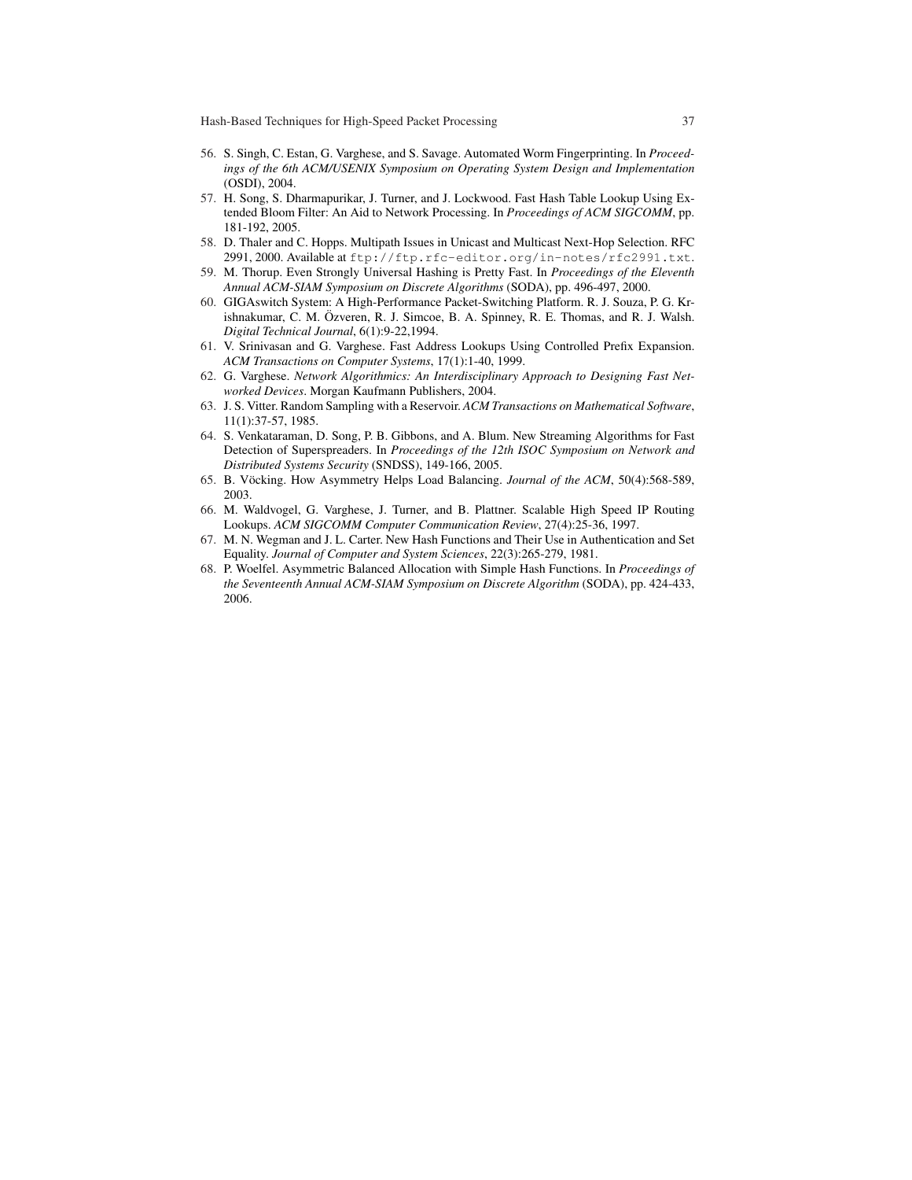56. S. Singh, C. Estan, G. Varghese, and S. Savage. Automated Worm Fingerprinting. In *Proceedings of the 6th ACM/USENIX Symposium on Operating System Design and Implementation* (OSDI), 2004.
57. H. Song, S. Dharmapurikar, J. Turner, and J. Lockwood. Fast Hash Table Lookup Using Extended Bloom Filter: An Aid to Network Processing. In *Proceedings of ACM SIGCOMM*, pp. 181-192, 2005.
58. D. Thaler and C. Hopps. Multipath Issues in Unicast and Multicast Next-Hop Selection. RFC 2991, 2000. Available at `ftp://ftp.rfc-editor.org/in-notes/rfc2991.txt`.
59. M. Thorup. Even Strongly Universal Hashing is Pretty Fast. In *Proceedings of the Eleventh Annual ACM-SIAM Symposium on Discrete Algorithms* (SODA), pp. 496-497, 2000.
60. GIGAswitch System: A High-Performance Packet-Switching Platform. R. J. Souza, P. G. Krishnakumar, C. M. Özveren, R. J. Simcoe, B. A. Spinney, R. E. Thomas, and R. J. Walsh. *Digital Technical Journal*, 6(1):9-22,1994.
61. V. Srinivasan and G. Varghese. Fast Address Lookups Using Controlled Prefix Expansion. *ACM Transactions on Computer Systems*, 17(1):1-40, 1999.
62. G. Varghese. *Network Algorithmics: An Interdisciplinary Approach to Designing Fast Networked Devices*. Morgan Kaufmann Publishers, 2004.
63. J. S. Vitter. Random Sampling with a Reservoir. *ACM Transactions on Mathematical Software*, 11(1):37-57, 1985.
64. S. Venkataraman, D. Song, P. B. Gibbons, and A. Blum. New Streaming Algorithms for Fast Detection of Superspreaders. In *Proceedings of the 12th ISOC Symposium on Network and Distributed Systems Security* (SNDSS), 149-166, 2005.
65. B. Vöcking. How Asymmetry Helps Load Balancing. *Journal of the ACM*, 50(4):568-589, 2003.
66. M. Waldvogel, G. Varghese, J. Turner, and B. Plattner. Scalable High Speed IP Routing Lookups. *ACM SIGCOMM Computer Communication Review*, 27(4):25-36, 1997.
67. M. N. Wegman and J. L. Carter. New Hash Functions and Their Use in Authentication and Set Equality. *Journal of Computer and System Sciences*, 22(3):265-279, 1981.
68. P. Woelfel. Asymmetric Balanced Allocation with Simple Hash Functions. In *Proceedings of the Seventeenth Annual ACM-SIAM Symposium on Discrete Algorithm* (SODA), pp. 424-433, 2006.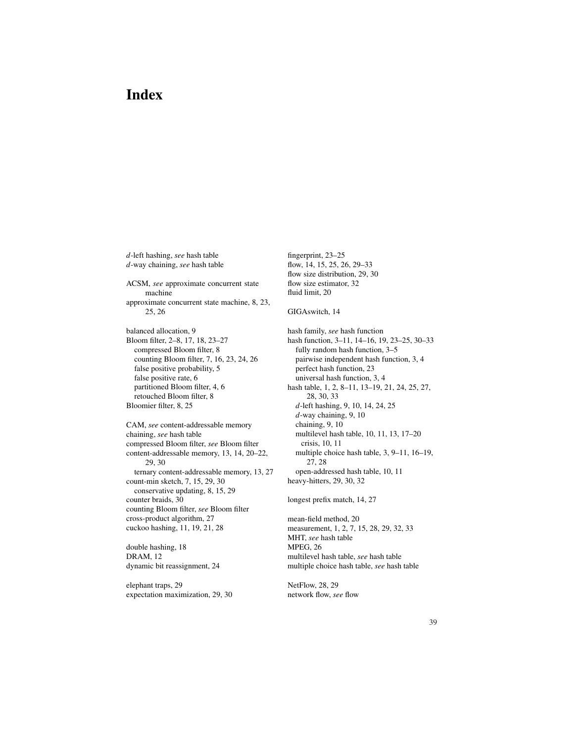# Index

*d*-left hashing, *see* hash table
*d*-way chaining, *see* hash table

ACSM, *see* approximate concurrent state machine
approximate concurrent state machine, 8, 23, 25, 26

balanced allocation, 9
Bloom filter, 2–8, 17, 18, 23–27
  compressed Bloom filter, 8
  counting Bloom filter, 7, 16, 23, 24, 26
  false positive probability, 5
  false positive rate, 6
  partitioned Bloom filter, 4, 6
  retouched Bloom filter, 8
Bloomier filter, 8, 25

CAM, *see* content-addressable memory
chaining, *see* hash table
compressed Bloom filter, *see* Bloom filter
content-addressable memory, 13, 14, 20–22, 29, 30
  ternary content-addressable memory, 13, 27
count-min sketch, 7, 15, 29, 30
  conservative updating, 8, 15, 29
counter braids, 30
counting Bloom filter, *see* Bloom filter
cross-product algorithm, 27
cuckoo hashing, 11, 19, 21, 28

double hashing, 18
DRAM, 12
dynamic bit reassignment, 24

elephant traps, 29
expectation maximization, 29, 30

fingerprint, 23–25
flow, 14, 15, 25, 26, 29–33
flow size distribution, 29, 30
flow size estimator, 32
fluid limit, 20

GIGAswitch, 14

hash family, *see* hash function
hash function, 3–11, 14–16, 19, 23–25, 30–33
  fully random hash function, 3–5
  pairwise independent hash function, 3, 4
  perfect hash function, 23
  universal hash function, 3, 4
hash table, 1, 2, 8–11, 13–19, 21, 24, 25, 27, 28, 30, 33
  *d*-left hashing, 9, 10, 14, 24, 25
  *d*-way chaining, 9, 10
  chaining, 9, 10
  multilevel hash table, 10, 11, 13, 17–20
    crisis, 10, 11
  multiple choice hash table, 3, 9–11, 16–19, 27, 28
  open-addressed hash table, 10, 11
heavy-hitters, 29, 30, 32

longest prefix match, 14, 27

mean-field method, 20
measurement, 1, 2, 7, 15, 28, 29, 32, 33
MHT, *see* hash table
MPEG, 26
multilevel hash table, *see* hash table
multiple choice hash table, *see* hash table

NetFlow, 28, 29
network flow, *see* flow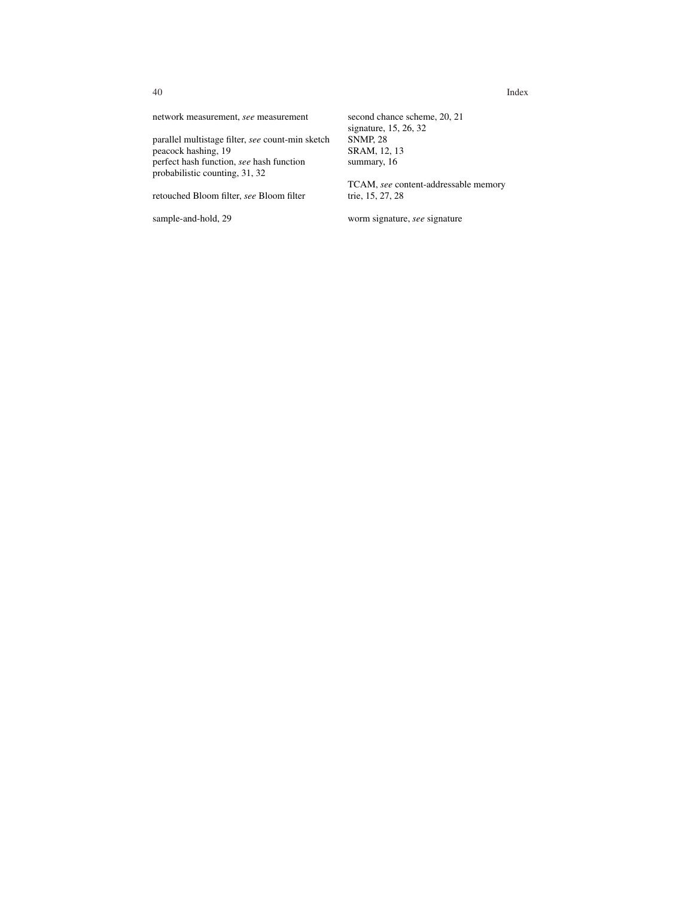network measurement, *see* measurement

parallel multistage filter, *see* count-min sketch
peacock hashing, 19
perfect hash function, *see* hash function
probabilistic counting, 31, 32

retouched Bloom filter, *see* Bloom filter

sample-and-hold, 29
second chance scheme, 20, 21
signature, 15, 26, 32
SNMP, 28
SRAM, 12, 13
summary, 16

TCAM, *see* content-addressable memory
trie, 15, 27, 28

worm signature, *see* signature